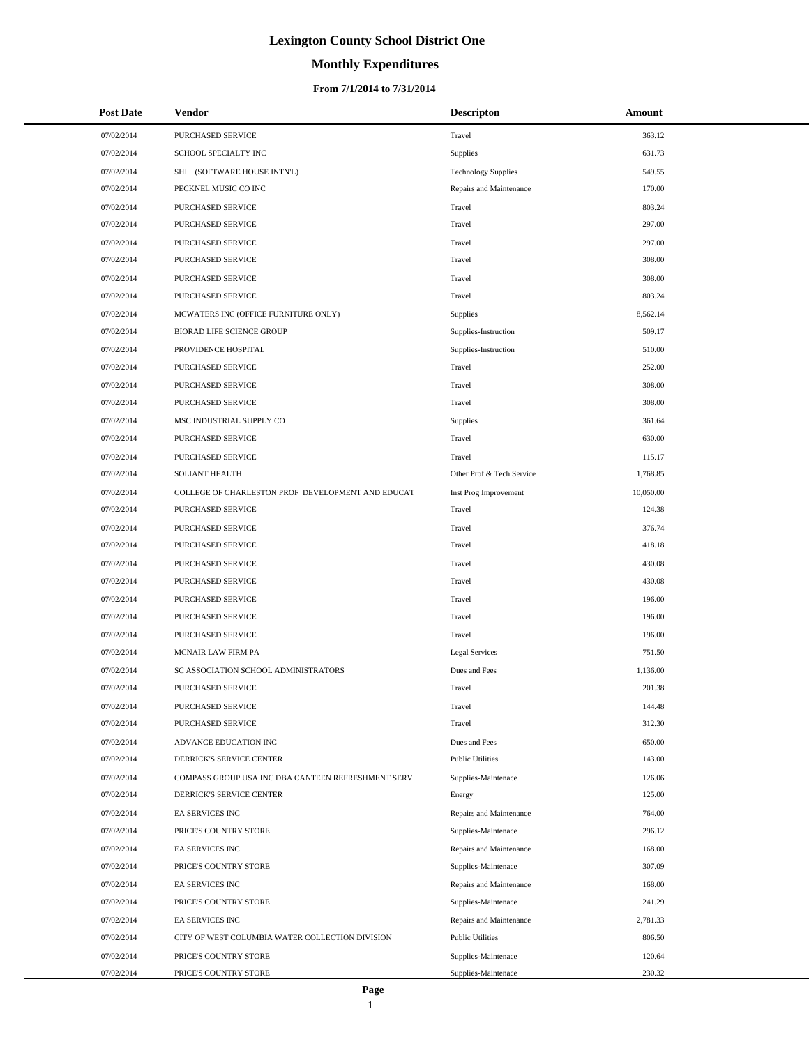# Lexington County School District One

## Monthly Expenditures

### From 7/1/2014 to 7/31/2014

| Post Date | Vendor | Descripton | Amount |
|---|---|---|---|
| 07/02/2014 | PURCHASED SERVICE | Travel | 363.12 |
| 07/02/2014 | SCHOOL SPECIALTY INC | Supplies | 631.73 |
| 07/02/2014 | SHI (SOFTWARE HOUSE INTN'L) | Technology Supplies | 549.55 |
| 07/02/2014 | PECKNEL MUSIC CO INC | Repairs and Maintenance | 170.00 |
| 07/02/2014 | PURCHASED SERVICE | Travel | 803.24 |
| 07/02/2014 | PURCHASED SERVICE | Travel | 297.00 |
| 07/02/2014 | PURCHASED SERVICE | Travel | 297.00 |
| 07/02/2014 | PURCHASED SERVICE | Travel | 308.00 |
| 07/02/2014 | PURCHASED SERVICE | Travel | 308.00 |
| 07/02/2014 | PURCHASED SERVICE | Travel | 803.24 |
| 07/02/2014 | MCWATERS INC (OFFICE FURNITURE ONLY) | Supplies | 8,562.14 |
| 07/02/2014 | BIORAD LIFE SCIENCE GROUP | Supplies-Instruction | 509.17 |
| 07/02/2014 | PROVIDENCE HOSPITAL | Supplies-Instruction | 510.00 |
| 07/02/2014 | PURCHASED SERVICE | Travel | 252.00 |
| 07/02/2014 | PURCHASED SERVICE | Travel | 308.00 |
| 07/02/2014 | PURCHASED SERVICE | Travel | 308.00 |
| 07/02/2014 | MSC INDUSTRIAL SUPPLY CO | Supplies | 361.64 |
| 07/02/2014 | PURCHASED SERVICE | Travel | 630.00 |
| 07/02/2014 | PURCHASED SERVICE | Travel | 115.17 |
| 07/02/2014 | SOLIANT HEALTH | Other Prof & Tech Service | 1,768.85 |
| 07/02/2014 | COLLEGE OF CHARLESTON PROF DEVELOPMENT AND EDUCAT | Inst Prog Improvement | 10,050.00 |
| 07/02/2014 | PURCHASED SERVICE | Travel | 124.38 |
| 07/02/2014 | PURCHASED SERVICE | Travel | 376.74 |
| 07/02/2014 | PURCHASED SERVICE | Travel | 418.18 |
| 07/02/2014 | PURCHASED SERVICE | Travel | 430.08 |
| 07/02/2014 | PURCHASED SERVICE | Travel | 430.08 |
| 07/02/2014 | PURCHASED SERVICE | Travel | 196.00 |
| 07/02/2014 | PURCHASED SERVICE | Travel | 196.00 |
| 07/02/2014 | PURCHASED SERVICE | Travel | 196.00 |
| 07/02/2014 | MCNAIR LAW FIRM PA | Legal Services | 751.50 |
| 07/02/2014 | SC ASSOCIATION SCHOOL ADMINISTRATORS | Dues and Fees | 1,136.00 |
| 07/02/2014 | PURCHASED SERVICE | Travel | 201.38 |
| 07/02/2014 | PURCHASED SERVICE | Travel | 144.48 |
| 07/02/2014 | PURCHASED SERVICE | Travel | 312.30 |
| 07/02/2014 | ADVANCE EDUCATION INC | Dues and Fees | 650.00 |
| 07/02/2014 | DERRICK'S SERVICE CENTER | Public Utilities | 143.00 |
| 07/02/2014 | COMPASS GROUP USA INC DBA CANTEEN REFRESHMENT SERV | Supplies-Maintenace | 126.06 |
| 07/02/2014 | DERRICK'S SERVICE CENTER | Energy | 125.00 |
| 07/02/2014 | EA SERVICES INC | Repairs and Maintenance | 764.00 |
| 07/02/2014 | PRICE'S COUNTRY STORE | Supplies-Maintenace | 296.12 |
| 07/02/2014 | EA SERVICES INC | Repairs and Maintenance | 168.00 |
| 07/02/2014 | PRICE'S COUNTRY STORE | Supplies-Maintenace | 307.09 |
| 07/02/2014 | EA SERVICES INC | Repairs and Maintenance | 168.00 |
| 07/02/2014 | PRICE'S COUNTRY STORE | Supplies-Maintenace | 241.29 |
| 07/02/2014 | EA SERVICES INC | Repairs and Maintenance | 2,781.33 |
| 07/02/2014 | CITY OF WEST COLUMBIA WATER COLLECTION DIVISION | Public Utilities | 806.50 |
| 07/02/2014 | PRICE'S COUNTRY STORE | Supplies-Maintenace | 120.64 |
| 07/02/2014 | PRICE'S COUNTRY STORE | Supplies-Maintenace | 230.32 |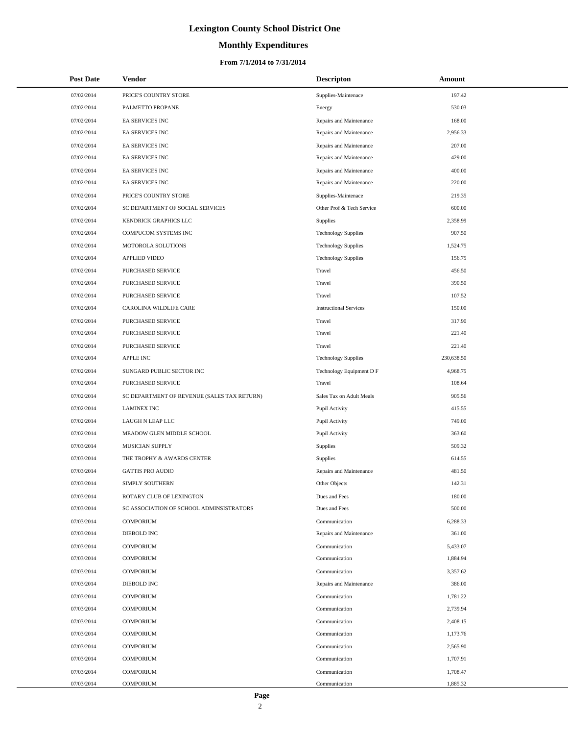# Lexington County School District One

## Monthly Expenditures

### From 7/1/2014 to 7/31/2014

| Post Date | Vendor | Descripton | Amount |
|---|---|---|---|
| 07/02/2014 | PRICE'S COUNTRY STORE | Supplies-Maintenace | 197.42 |
| 07/02/2014 | PALMETTO PROPANE | Energy | 530.03 |
| 07/02/2014 | EA SERVICES INC | Repairs and Maintenance | 168.00 |
| 07/02/2014 | EA SERVICES INC | Repairs and Maintenance | 2,956.33 |
| 07/02/2014 | EA SERVICES INC | Repairs and Maintenance | 207.00 |
| 07/02/2014 | EA SERVICES INC | Repairs and Maintenance | 429.00 |
| 07/02/2014 | EA SERVICES INC | Repairs and Maintenance | 400.00 |
| 07/02/2014 | EA SERVICES INC | Repairs and Maintenance | 220.00 |
| 07/02/2014 | PRICE'S COUNTRY STORE | Supplies-Maintenace | 219.35 |
| 07/02/2014 | SC DEPARTMENT OF SOCIAL SERVICES | Other Prof & Tech Service | 600.00 |
| 07/02/2014 | KENDRICK GRAPHICS LLC | Supplies | 2,358.99 |
| 07/02/2014 | COMPUCOM SYSTEMS INC | Technology Supplies | 907.50 |
| 07/02/2014 | MOTOROLA SOLUTIONS | Technology Supplies | 1,524.75 |
| 07/02/2014 | APPLIED VIDEO | Technology Supplies | 156.75 |
| 07/02/2014 | PURCHASED SERVICE | Travel | 456.50 |
| 07/02/2014 | PURCHASED SERVICE | Travel | 390.50 |
| 07/02/2014 | PURCHASED SERVICE | Travel | 107.52 |
| 07/02/2014 | CAROLINA WILDLIFE CARE | Instructional Services | 150.00 |
| 07/02/2014 | PURCHASED SERVICE | Travel | 317.90 |
| 07/02/2014 | PURCHASED SERVICE | Travel | 221.40 |
| 07/02/2014 | PURCHASED SERVICE | Travel | 221.40 |
| 07/02/2014 | APPLE INC | Technology Supplies | 230,638.50 |
| 07/02/2014 | SUNGARD PUBLIC SECTOR INC | Technology Equipment D F | 4,968.75 |
| 07/02/2014 | PURCHASED SERVICE | Travel | 108.64 |
| 07/02/2014 | SC DEPARTMENT OF REVENUE (SALES TAX RETURN) | Sales Tax on Adult Meals | 905.56 |
| 07/02/2014 | LAMINEX INC | Pupil Activity | 415.55 |
| 07/02/2014 | LAUGH N LEAP LLC | Pupil Activity | 749.00 |
| 07/02/2014 | MEADOW GLEN MIDDLE SCHOOL | Pupil Activity | 363.60 |
| 07/03/2014 | MUSICIAN SUPPLY | Supplies | 509.32 |
| 07/03/2014 | THE TROPHY & AWARDS CENTER | Supplies | 614.55 |
| 07/03/2014 | GATTIS PRO AUDIO | Repairs and Maintenance | 481.50 |
| 07/03/2014 | SIMPLY SOUTHERN | Other Objects | 142.31 |
| 07/03/2014 | ROTARY CLUB OF LEXINGTON | Dues and Fees | 180.00 |
| 07/03/2014 | SC ASSOCIATION OF SCHOOL ADMINSISTRATORS | Dues and Fees | 500.00 |
| 07/03/2014 | COMPORIUM | Communication | 6,288.33 |
| 07/03/2014 | DIEBOLD INC | Repairs and Maintenance | 361.00 |
| 07/03/2014 | COMPORIUM | Communication | 5,433.07 |
| 07/03/2014 | COMPORIUM | Communication | 1,884.94 |
| 07/03/2014 | COMPORIUM | Communication | 3,357.62 |
| 07/03/2014 | DIEBOLD INC | Repairs and Maintenance | 386.00 |
| 07/03/2014 | COMPORIUM | Communication | 1,781.22 |
| 07/03/2014 | COMPORIUM | Communication | 2,739.94 |
| 07/03/2014 | COMPORIUM | Communication | 2,408.15 |
| 07/03/2014 | COMPORIUM | Communication | 1,173.76 |
| 07/03/2014 | COMPORIUM | Communication | 2,565.90 |
| 07/03/2014 | COMPORIUM | Communication | 1,707.91 |
| 07/03/2014 | COMPORIUM | Communication | 1,708.47 |
| 07/03/2014 | COMPORIUM | Communication | 1,885.32 |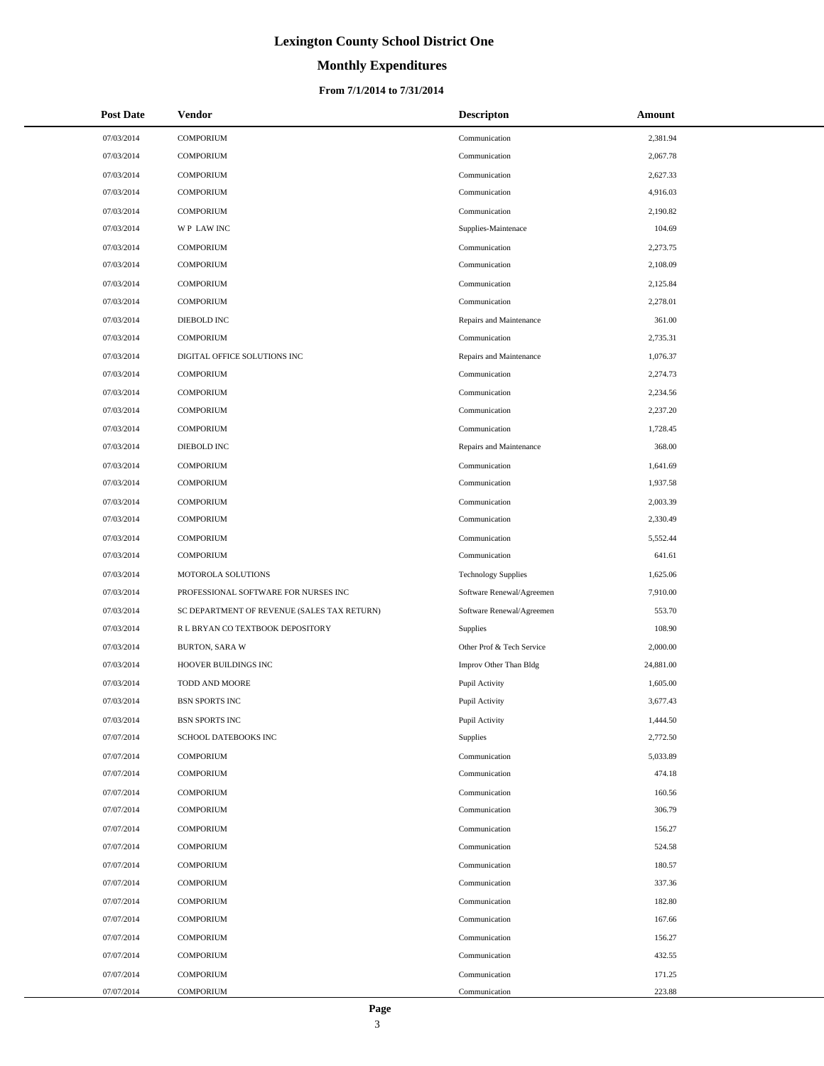# Lexington County School District One

## Monthly Expenditures

### From 7/1/2014 to 7/31/2014

| Post Date | Vendor | Descripton | Amount |
|---|---|---|---|
| 07/03/2014 | COMPORIUM | Communication | 2,381.94 |
| 07/03/2014 | COMPORIUM | Communication | 2,067.78 |
| 07/03/2014 | COMPORIUM | Communication | 2,627.33 |
| 07/03/2014 | COMPORIUM | Communication | 4,916.03 |
| 07/03/2014 | COMPORIUM | Communication | 2,190.82 |
| 07/03/2014 | W P LAW INC | Supplies-Maintenace | 104.69 |
| 07/03/2014 | COMPORIUM | Communication | 2,273.75 |
| 07/03/2014 | COMPORIUM | Communication | 2,108.09 |
| 07/03/2014 | COMPORIUM | Communication | 2,125.84 |
| 07/03/2014 | COMPORIUM | Communication | 2,278.01 |
| 07/03/2014 | DIEBOLD INC | Repairs and Maintenance | 361.00 |
| 07/03/2014 | COMPORIUM | Communication | 2,735.31 |
| 07/03/2014 | DIGITAL OFFICE SOLUTIONS INC | Repairs and Maintenance | 1,076.37 |
| 07/03/2014 | COMPORIUM | Communication | 2,274.73 |
| 07/03/2014 | COMPORIUM | Communication | 2,234.56 |
| 07/03/2014 | COMPORIUM | Communication | 2,237.20 |
| 07/03/2014 | COMPORIUM | Communication | 1,728.45 |
| 07/03/2014 | DIEBOLD INC | Repairs and Maintenance | 368.00 |
| 07/03/2014 | COMPORIUM | Communication | 1,641.69 |
| 07/03/2014 | COMPORIUM | Communication | 1,937.58 |
| 07/03/2014 | COMPORIUM | Communication | 2,003.39 |
| 07/03/2014 | COMPORIUM | Communication | 2,330.49 |
| 07/03/2014 | COMPORIUM | Communication | 5,552.44 |
| 07/03/2014 | COMPORIUM | Communication | 641.61 |
| 07/03/2014 | MOTOROLA SOLUTIONS | Technology Supplies | 1,625.06 |
| 07/03/2014 | PROFESSIONAL SOFTWARE FOR NURSES INC | Software Renewal/Agreemen | 7,910.00 |
| 07/03/2014 | SC DEPARTMENT OF REVENUE (SALES TAX RETURN) | Software Renewal/Agreemen | 553.70 |
| 07/03/2014 | R L BRYAN CO TEXTBOOK DEPOSITORY | Supplies | 108.90 |
| 07/03/2014 | BURTON, SARA W | Other Prof & Tech Service | 2,000.00 |
| 07/03/2014 | HOOVER BUILDINGS INC | Improv Other Than Bldg | 24,881.00 |
| 07/03/2014 | TODD AND MOORE | Pupil Activity | 1,605.00 |
| 07/03/2014 | BSN SPORTS INC | Pupil Activity | 3,677.43 |
| 07/03/2014 | BSN SPORTS INC | Pupil Activity | 1,444.50 |
| 07/07/2014 | SCHOOL DATEBOOKS INC | Supplies | 2,772.50 |
| 07/07/2014 | COMPORIUM | Communication | 5,033.89 |
| 07/07/2014 | COMPORIUM | Communication | 474.18 |
| 07/07/2014 | COMPORIUM | Communication | 160.56 |
| 07/07/2014 | COMPORIUM | Communication | 306.79 |
| 07/07/2014 | COMPORIUM | Communication | 156.27 |
| 07/07/2014 | COMPORIUM | Communication | 524.58 |
| 07/07/2014 | COMPORIUM | Communication | 180.57 |
| 07/07/2014 | COMPORIUM | Communication | 337.36 |
| 07/07/2014 | COMPORIUM | Communication | 182.80 |
| 07/07/2014 | COMPORIUM | Communication | 167.66 |
| 07/07/2014 | COMPORIUM | Communication | 156.27 |
| 07/07/2014 | COMPORIUM | Communication | 432.55 |
| 07/07/2014 | COMPORIUM | Communication | 171.25 |
| 07/07/2014 | COMPORIUM | Communication | 223.88 |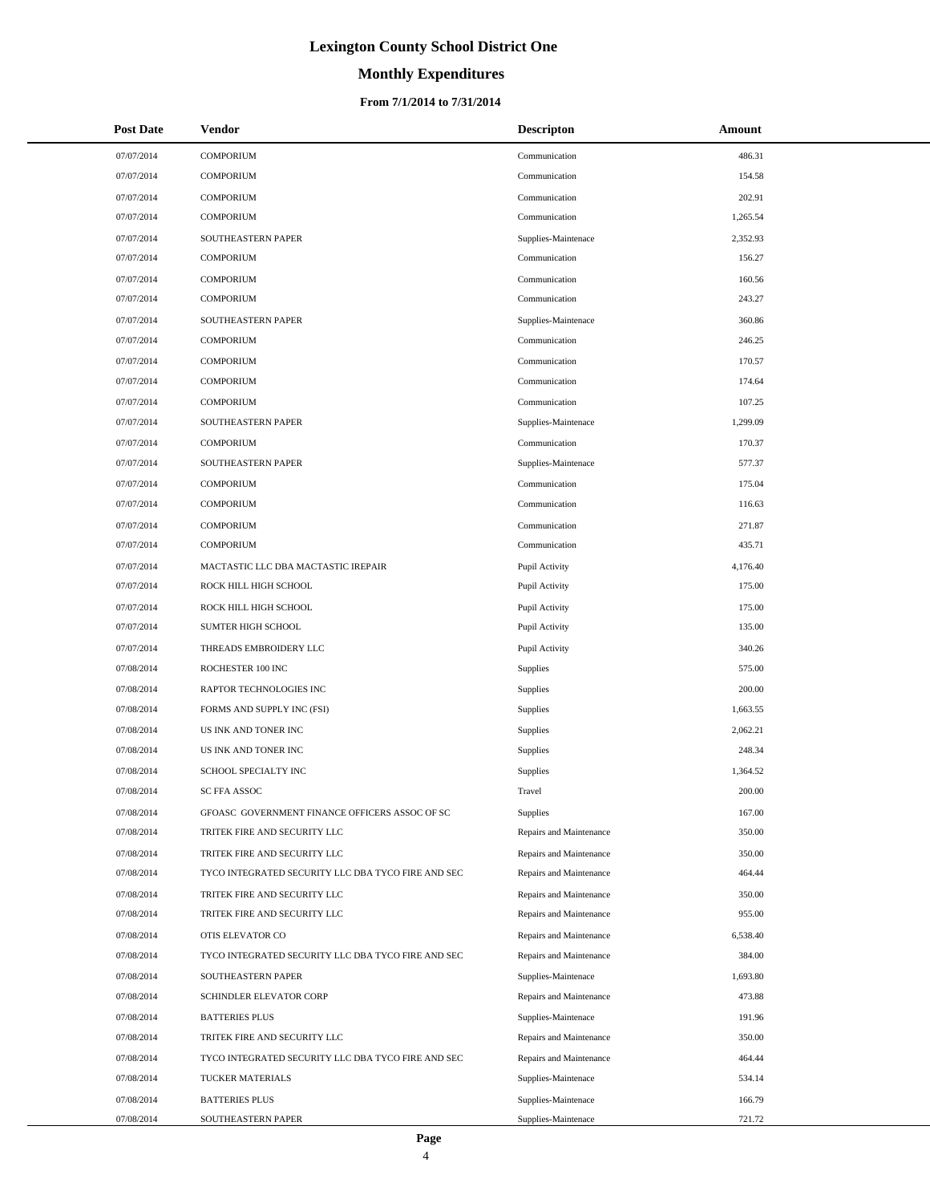# Lexington County School District One

## Monthly Expenditures

### From 7/1/2014 to 7/31/2014

| Post Date | Vendor | Descripton | Amount |
|---|---|---|---|
| 07/07/2014 | COMPORIUM | Communication | 486.31 |
| 07/07/2014 | COMPORIUM | Communication | 154.58 |
| 07/07/2014 | COMPORIUM | Communication | 202.91 |
| 07/07/2014 | COMPORIUM | Communication | 1,265.54 |
| 07/07/2014 | SOUTHEASTERN PAPER | Supplies-Maintenace | 2,352.93 |
| 07/07/2014 | COMPORIUM | Communication | 156.27 |
| 07/07/2014 | COMPORIUM | Communication | 160.56 |
| 07/07/2014 | COMPORIUM | Communication | 243.27 |
| 07/07/2014 | SOUTHEASTERN PAPER | Supplies-Maintenace | 360.86 |
| 07/07/2014 | COMPORIUM | Communication | 246.25 |
| 07/07/2014 | COMPORIUM | Communication | 170.57 |
| 07/07/2014 | COMPORIUM | Communication | 174.64 |
| 07/07/2014 | COMPORIUM | Communication | 107.25 |
| 07/07/2014 | SOUTHEASTERN PAPER | Supplies-Maintenace | 1,299.09 |
| 07/07/2014 | COMPORIUM | Communication | 170.37 |
| 07/07/2014 | SOUTHEASTERN PAPER | Supplies-Maintenace | 577.37 |
| 07/07/2014 | COMPORIUM | Communication | 175.04 |
| 07/07/2014 | COMPORIUM | Communication | 116.63 |
| 07/07/2014 | COMPORIUM | Communication | 271.87 |
| 07/07/2014 | COMPORIUM | Communication | 435.71 |
| 07/07/2014 | MACTASTIC LLC DBA MACTASTIC IREPAIR | Pupil Activity | 4,176.40 |
| 07/07/2014 | ROCK HILL HIGH SCHOOL | Pupil Activity | 175.00 |
| 07/07/2014 | ROCK HILL HIGH SCHOOL | Pupil Activity | 175.00 |
| 07/07/2014 | SUMTER HIGH SCHOOL | Pupil Activity | 135.00 |
| 07/07/2014 | THREADS EMBROIDERY LLC | Pupil Activity | 340.26 |
| 07/08/2014 | ROCHESTER 100 INC | Supplies | 575.00 |
| 07/08/2014 | RAPTOR TECHNOLOGIES INC | Supplies | 200.00 |
| 07/08/2014 | FORMS AND SUPPLY INC (FSI) | Supplies | 1,663.55 |
| 07/08/2014 | US INK AND TONER INC | Supplies | 2,062.21 |
| 07/08/2014 | US INK AND TONER INC | Supplies | 248.34 |
| 07/08/2014 | SCHOOL SPECIALTY INC | Supplies | 1,364.52 |
| 07/08/2014 | SC FFA ASSOC | Travel | 200.00 |
| 07/08/2014 | GFOASC GOVERNMENT FINANCE OFFICERS ASSOC OF SC | Supplies | 167.00 |
| 07/08/2014 | TRITEK FIRE AND SECURITY LLC | Repairs and Maintenance | 350.00 |
| 07/08/2014 | TRITEK FIRE AND SECURITY LLC | Repairs and Maintenance | 350.00 |
| 07/08/2014 | TYCO INTEGRATED SECURITY LLC DBA TYCO FIRE AND SEC | Repairs and Maintenance | 464.44 |
| 07/08/2014 | TRITEK FIRE AND SECURITY LLC | Repairs and Maintenance | 350.00 |
| 07/08/2014 | TRITEK FIRE AND SECURITY LLC | Repairs and Maintenance | 955.00 |
| 07/08/2014 | OTIS ELEVATOR CO | Repairs and Maintenance | 6,538.40 |
| 07/08/2014 | TYCO INTEGRATED SECURITY LLC DBA TYCO FIRE AND SEC | Repairs and Maintenance | 384.00 |
| 07/08/2014 | SOUTHEASTERN PAPER | Supplies-Maintenace | 1,693.80 |
| 07/08/2014 | SCHINDLER ELEVATOR CORP | Repairs and Maintenance | 473.88 |
| 07/08/2014 | BATTERIES PLUS | Supplies-Maintenace | 191.96 |
| 07/08/2014 | TRITEK FIRE AND SECURITY LLC | Repairs and Maintenance | 350.00 |
| 07/08/2014 | TYCO INTEGRATED SECURITY LLC DBA TYCO FIRE AND SEC | Repairs and Maintenance | 464.44 |
| 07/08/2014 | TUCKER MATERIALS | Supplies-Maintenace | 534.14 |
| 07/08/2014 | BATTERIES PLUS | Supplies-Maintenace | 166.79 |
| 07/08/2014 | SOUTHEASTERN PAPER | Supplies-Maintenace | 721.72 |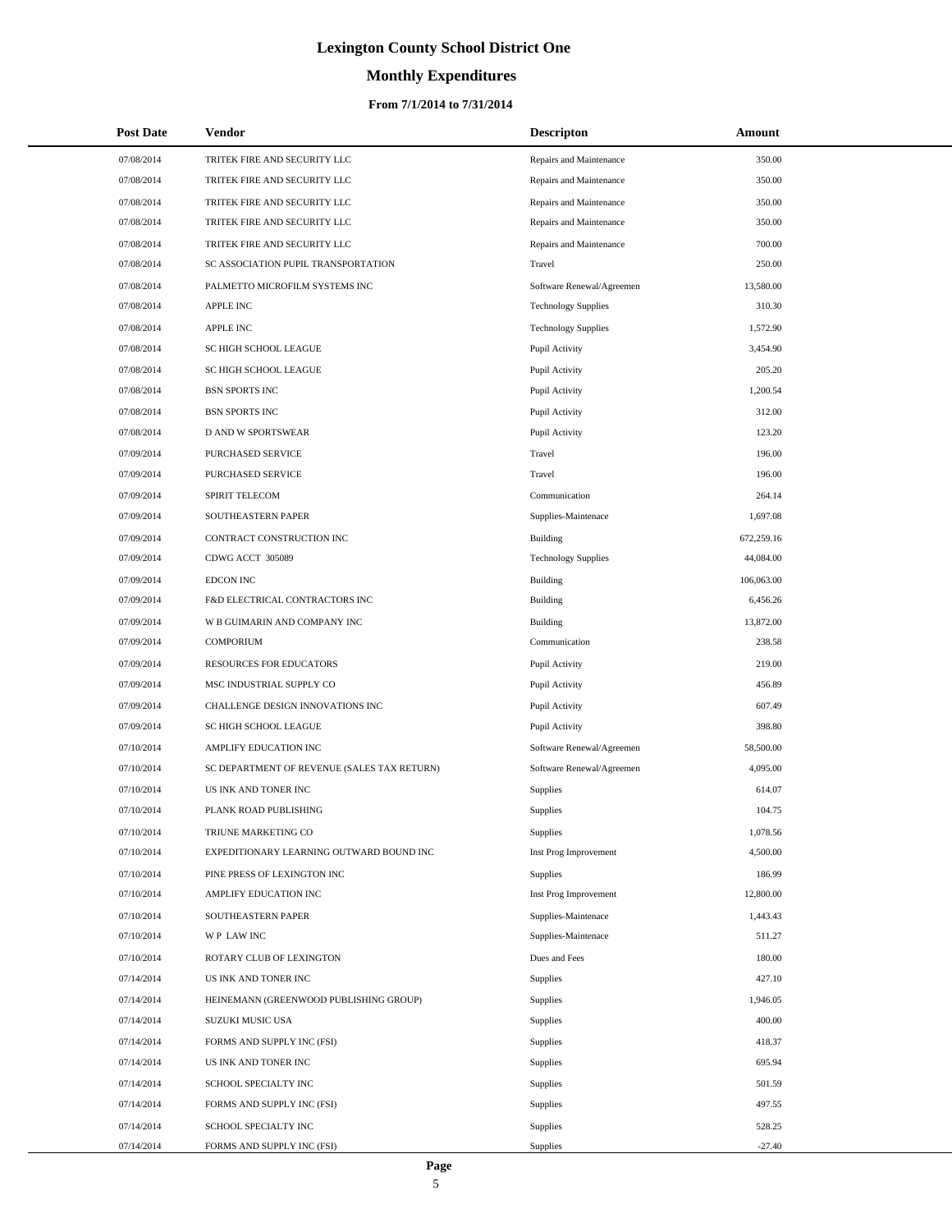# Lexington County School District One

## Monthly Expenditures

### From 7/1/2014 to 7/31/2014

| Post Date | Vendor | Descripton | Amount |
|---|---|---|---|
| 07/08/2014 | TRITEK FIRE AND SECURITY LLC | Repairs and Maintenance | 350.00 |
| 07/08/2014 | TRITEK FIRE AND SECURITY LLC | Repairs and Maintenance | 350.00 |
| 07/08/2014 | TRITEK FIRE AND SECURITY LLC | Repairs and Maintenance | 350.00 |
| 07/08/2014 | TRITEK FIRE AND SECURITY LLC | Repairs and Maintenance | 350.00 |
| 07/08/2014 | TRITEK FIRE AND SECURITY LLC | Repairs and Maintenance | 700.00 |
| 07/08/2014 | SC ASSOCIATION PUPIL TRANSPORTATION | Travel | 250.00 |
| 07/08/2014 | PALMETTO MICROFILM SYSTEMS INC | Software Renewal/Agreemen | 13,580.00 |
| 07/08/2014 | APPLE INC | Technology Supplies | 310.30 |
| 07/08/2014 | APPLE INC | Technology Supplies | 1,572.90 |
| 07/08/2014 | SC HIGH SCHOOL LEAGUE | Pupil Activity | 3,454.90 |
| 07/08/2014 | SC HIGH SCHOOL LEAGUE | Pupil Activity | 205.20 |
| 07/08/2014 | BSN SPORTS INC | Pupil Activity | 1,200.54 |
| 07/08/2014 | BSN SPORTS INC | Pupil Activity | 312.00 |
| 07/08/2014 | D AND W SPORTSWEAR | Pupil Activity | 123.20 |
| 07/09/2014 | PURCHASED SERVICE | Travel | 196.00 |
| 07/09/2014 | PURCHASED SERVICE | Travel | 196.00 |
| 07/09/2014 | SPIRIT TELECOM | Communication | 264.14 |
| 07/09/2014 | SOUTHEASTERN PAPER | Supplies-Maintenace | 1,697.08 |
| 07/09/2014 | CONTRACT CONSTRUCTION INC | Building | 672,259.16 |
| 07/09/2014 | CDWG ACCT 305089 | Technology Supplies | 44,084.00 |
| 07/09/2014 | EDCON INC | Building | 106,063.00 |
| 07/09/2014 | F&D ELECTRICAL CONTRACTORS INC | Building | 6,456.26 |
| 07/09/2014 | W B GUIMARIN AND COMPANY INC | Building | 13,872.00 |
| 07/09/2014 | COMPORIUM | Communication | 238.58 |
| 07/09/2014 | RESOURCES FOR EDUCATORS | Pupil Activity | 219.00 |
| 07/09/2014 | MSC INDUSTRIAL SUPPLY CO | Pupil Activity | 456.89 |
| 07/09/2014 | CHALLENGE DESIGN INNOVATIONS INC | Pupil Activity | 607.49 |
| 07/09/2014 | SC HIGH SCHOOL LEAGUE | Pupil Activity | 398.80 |
| 07/10/2014 | AMPLIFY EDUCATION INC | Software Renewal/Agreemen | 58,500.00 |
| 07/10/2014 | SC DEPARTMENT OF REVENUE (SALES TAX RETURN) | Software Renewal/Agreemen | 4,095.00 |
| 07/10/2014 | US INK AND TONER INC | Supplies | 614.07 |
| 07/10/2014 | PLANK ROAD PUBLISHING | Supplies | 104.75 |
| 07/10/2014 | TRIUNE MARKETING CO | Supplies | 1,078.56 |
| 07/10/2014 | EXPEDITIONARY LEARNING OUTWARD BOUND INC | Inst Prog Improvement | 4,500.00 |
| 07/10/2014 | PINE PRESS OF LEXINGTON INC | Supplies | 186.99 |
| 07/10/2014 | AMPLIFY EDUCATION INC | Inst Prog Improvement | 12,800.00 |
| 07/10/2014 | SOUTHEASTERN PAPER | Supplies-Maintenace | 1,443.43 |
| 07/10/2014 | W P LAW INC | Supplies-Maintenace | 511.27 |
| 07/10/2014 | ROTARY CLUB OF LEXINGTON | Dues and Fees | 180.00 |
| 07/14/2014 | US INK AND TONER INC | Supplies | 427.10 |
| 07/14/2014 | HEINEMANN (GREENWOOD PUBLISHING GROUP) | Supplies | 1,946.05 |
| 07/14/2014 | SUZUKI MUSIC USA | Supplies | 400.00 |
| 07/14/2014 | FORMS AND SUPPLY INC (FSI) | Supplies | 418.37 |
| 07/14/2014 | US INK AND TONER INC | Supplies | 695.94 |
| 07/14/2014 | SCHOOL SPECIALTY INC | Supplies | 501.59 |
| 07/14/2014 | FORMS AND SUPPLY INC (FSI) | Supplies | 497.55 |
| 07/14/2014 | SCHOOL SPECIALTY INC | Supplies | 528.25 |
| 07/14/2014 | FORMS AND SUPPLY INC (FSI) | Supplies | -27.40 |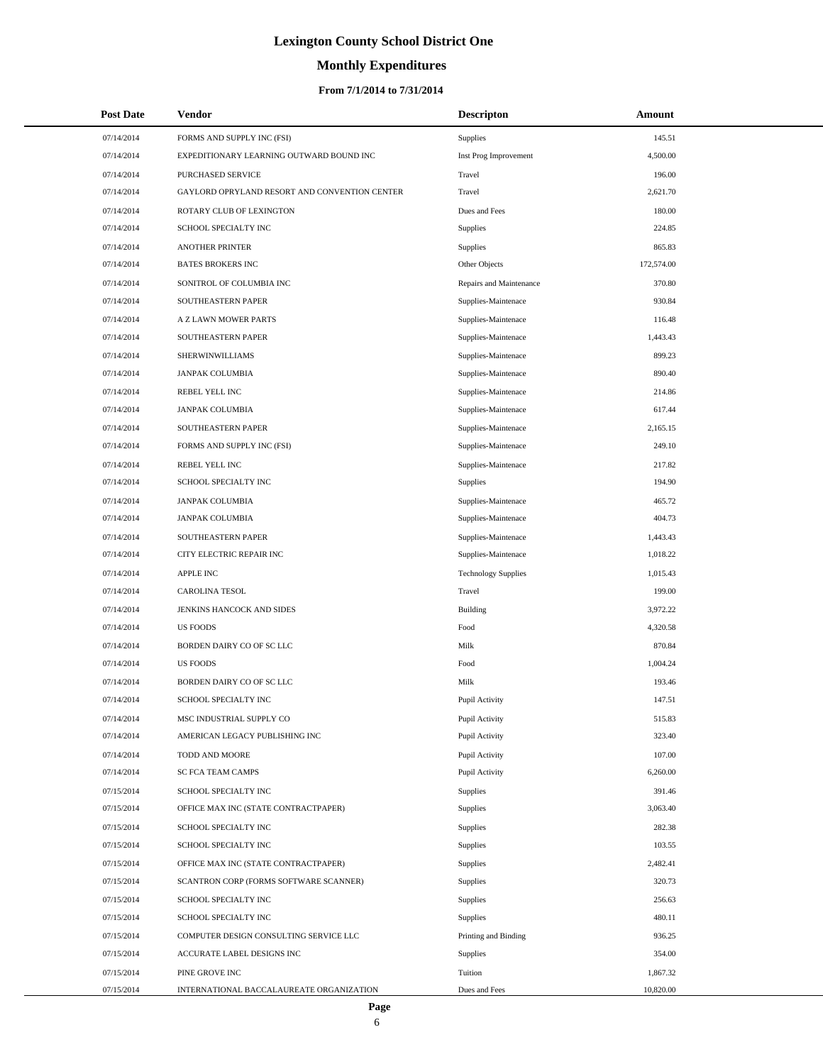# Lexington County School District One

## Monthly Expenditures

### From 7/1/2014 to 7/31/2014

| Post Date | Vendor | Descripton | Amount |
|---|---|---|---|
| 07/14/2014 | FORMS AND SUPPLY INC (FSI) | Supplies | 145.51 |
| 07/14/2014 | EXPEDITIONARY LEARNING OUTWARD BOUND INC | Inst Prog Improvement | 4,500.00 |
| 07/14/2014 | PURCHASED SERVICE | Travel | 196.00 |
| 07/14/2014 | GAYLORD OPRYLAND RESORT AND CONVENTION CENTER | Travel | 2,621.70 |
| 07/14/2014 | ROTARY CLUB OF LEXINGTON | Dues and Fees | 180.00 |
| 07/14/2014 | SCHOOL SPECIALTY INC | Supplies | 224.85 |
| 07/14/2014 | ANOTHER PRINTER | Supplies | 865.83 |
| 07/14/2014 | BATES BROKERS INC | Other Objects | 172,574.00 |
| 07/14/2014 | SONITROL OF COLUMBIA INC | Repairs and Maintenance | 370.80 |
| 07/14/2014 | SOUTHEASTERN PAPER | Supplies-Maintenace | 930.84 |
| 07/14/2014 | A Z LAWN MOWER PARTS | Supplies-Maintenace | 116.48 |
| 07/14/2014 | SOUTHEASTERN PAPER | Supplies-Maintenace | 1,443.43 |
| 07/14/2014 | SHERWINWILLIAMS | Supplies-Maintenace | 899.23 |
| 07/14/2014 | JANPAK COLUMBIA | Supplies-Maintenace | 890.40 |
| 07/14/2014 | REBEL YELL INC | Supplies-Maintenace | 214.86 |
| 07/14/2014 | JANPAK COLUMBIA | Supplies-Maintenace | 617.44 |
| 07/14/2014 | SOUTHEASTERN PAPER | Supplies-Maintenace | 2,165.15 |
| 07/14/2014 | FORMS AND SUPPLY INC (FSI) | Supplies-Maintenace | 249.10 |
| 07/14/2014 | REBEL YELL INC | Supplies-Maintenace | 217.82 |
| 07/14/2014 | SCHOOL SPECIALTY INC | Supplies | 194.90 |
| 07/14/2014 | JANPAK COLUMBIA | Supplies-Maintenace | 465.72 |
| 07/14/2014 | JANPAK COLUMBIA | Supplies-Maintenace | 404.73 |
| 07/14/2014 | SOUTHEASTERN PAPER | Supplies-Maintenace | 1,443.43 |
| 07/14/2014 | CITY ELECTRIC REPAIR INC | Supplies-Maintenace | 1,018.22 |
| 07/14/2014 | APPLE INC | Technology Supplies | 1,015.43 |
| 07/14/2014 | CAROLINA TESOL | Travel | 199.00 |
| 07/14/2014 | JENKINS HANCOCK AND SIDES | Building | 3,972.22 |
| 07/14/2014 | US FOODS | Food | 4,320.58 |
| 07/14/2014 | BORDEN DAIRY CO OF SC LLC | Milk | 870.84 |
| 07/14/2014 | US FOODS | Food | 1,004.24 |
| 07/14/2014 | BORDEN DAIRY CO OF SC LLC | Milk | 193.46 |
| 07/14/2014 | SCHOOL SPECIALTY INC | Pupil Activity | 147.51 |
| 07/14/2014 | MSC INDUSTRIAL SUPPLY CO | Pupil Activity | 515.83 |
| 07/14/2014 | AMERICAN LEGACY PUBLISHING INC | Pupil Activity | 323.40 |
| 07/14/2014 | TODD AND MOORE | Pupil Activity | 107.00 |
| 07/14/2014 | SC FCA TEAM CAMPS | Pupil Activity | 6,260.00 |
| 07/15/2014 | SCHOOL SPECIALTY INC | Supplies | 391.46 |
| 07/15/2014 | OFFICE MAX INC (STATE CONTRACTPAPER) | Supplies | 3,063.40 |
| 07/15/2014 | SCHOOL SPECIALTY INC | Supplies | 282.38 |
| 07/15/2014 | SCHOOL SPECIALTY INC | Supplies | 103.55 |
| 07/15/2014 | OFFICE MAX INC (STATE CONTRACTPAPER) | Supplies | 2,482.41 |
| 07/15/2014 | SCANTRON CORP (FORMS SOFTWARE SCANNER) | Supplies | 320.73 |
| 07/15/2014 | SCHOOL SPECIALTY INC | Supplies | 256.63 |
| 07/15/2014 | SCHOOL SPECIALTY INC | Supplies | 480.11 |
| 07/15/2014 | COMPUTER DESIGN CONSULTING SERVICE LLC | Printing and Binding | 936.25 |
| 07/15/2014 | ACCURATE LABEL DESIGNS INC | Supplies | 354.00 |
| 07/15/2014 | PINE GROVE INC | Tuition | 1,867.32 |
| 07/15/2014 | INTERNATIONAL BACCALAUREATE ORGANIZATION | Dues and Fees | 10,820.00 |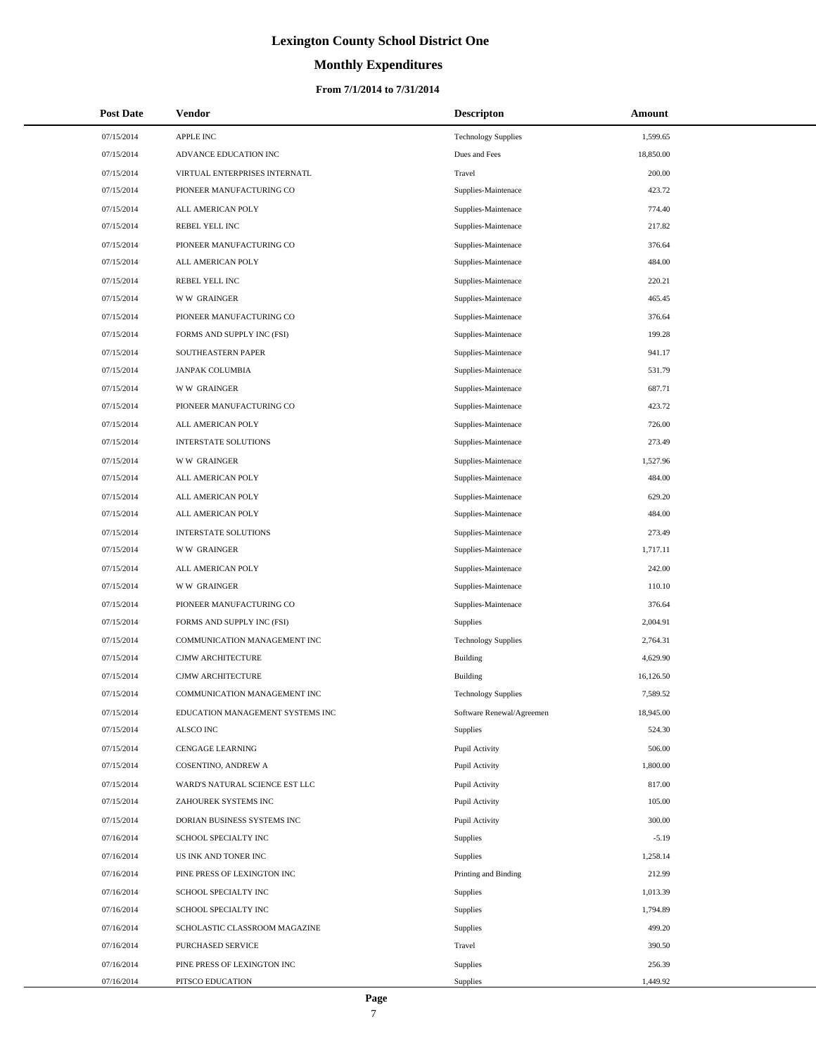# Lexington County School District One

## Monthly Expenditures

### From 7/1/2014 to 7/31/2014

| Post Date | Vendor | Descripton | Amount |
|---|---|---|---|
| 07/15/2014 | APPLE INC | Technology Supplies | 1,599.65 |
| 07/15/2014 | ADVANCE EDUCATION INC | Dues and Fees | 18,850.00 |
| 07/15/2014 | VIRTUAL ENTERPRISES INTERNATL | Travel | 200.00 |
| 07/15/2014 | PIONEER MANUFACTURING CO | Supplies-Maintenace | 423.72 |
| 07/15/2014 | ALL AMERICAN POLY | Supplies-Maintenace | 774.40 |
| 07/15/2014 | REBEL YELL INC | Supplies-Maintenace | 217.82 |
| 07/15/2014 | PIONEER MANUFACTURING CO | Supplies-Maintenace | 376.64 |
| 07/15/2014 | ALL AMERICAN POLY | Supplies-Maintenace | 484.00 |
| 07/15/2014 | REBEL YELL INC | Supplies-Maintenace | 220.21 |
| 07/15/2014 | W W GRAINGER | Supplies-Maintenace | 465.45 |
| 07/15/2014 | PIONEER MANUFACTURING CO | Supplies-Maintenace | 376.64 |
| 07/15/2014 | FORMS AND SUPPLY INC (FSI) | Supplies-Maintenace | 199.28 |
| 07/15/2014 | SOUTHEASTERN PAPER | Supplies-Maintenace | 941.17 |
| 07/15/2014 | JANPAK COLUMBIA | Supplies-Maintenace | 531.79 |
| 07/15/2014 | W W GRAINGER | Supplies-Maintenace | 687.71 |
| 07/15/2014 | PIONEER MANUFACTURING CO | Supplies-Maintenace | 423.72 |
| 07/15/2014 | ALL AMERICAN POLY | Supplies-Maintenace | 726.00 |
| 07/15/2014 | INTERSTATE SOLUTIONS | Supplies-Maintenace | 273.49 |
| 07/15/2014 | W W GRAINGER | Supplies-Maintenace | 1,527.96 |
| 07/15/2014 | ALL AMERICAN POLY | Supplies-Maintenace | 484.00 |
| 07/15/2014 | ALL AMERICAN POLY | Supplies-Maintenace | 629.20 |
| 07/15/2014 | ALL AMERICAN POLY | Supplies-Maintenace | 484.00 |
| 07/15/2014 | INTERSTATE SOLUTIONS | Supplies-Maintenace | 273.49 |
| 07/15/2014 | W W GRAINGER | Supplies-Maintenace | 1,717.11 |
| 07/15/2014 | ALL AMERICAN POLY | Supplies-Maintenace | 242.00 |
| 07/15/2014 | W W GRAINGER | Supplies-Maintenace | 110.10 |
| 07/15/2014 | PIONEER MANUFACTURING CO | Supplies-Maintenace | 376.64 |
| 07/15/2014 | FORMS AND SUPPLY INC (FSI) | Supplies | 2,004.91 |
| 07/15/2014 | COMMUNICATION MANAGEMENT INC | Technology Supplies | 2,764.31 |
| 07/15/2014 | CJMW ARCHITECTURE | Building | 4,629.90 |
| 07/15/2014 | CJMW ARCHITECTURE | Building | 16,126.50 |
| 07/15/2014 | COMMUNICATION MANAGEMENT INC | Technology Supplies | 7,589.52 |
| 07/15/2014 | EDUCATION MANAGEMENT SYSTEMS INC | Software Renewal/Agreemen | 18,945.00 |
| 07/15/2014 | ALSCO INC | Supplies | 524.30 |
| 07/15/2014 | CENGAGE LEARNING | Pupil Activity | 506.00 |
| 07/15/2014 | COSENTINO, ANDREW A | Pupil Activity | 1,800.00 |
| 07/15/2014 | WARD'S NATURAL SCIENCE EST LLC | Pupil Activity | 817.00 |
| 07/15/2014 | ZAHOUREK SYSTEMS INC | Pupil Activity | 105.00 |
| 07/15/2014 | DORIAN BUSINESS SYSTEMS INC | Pupil Activity | 300.00 |
| 07/16/2014 | SCHOOL SPECIALTY INC | Supplies | -5.19 |
| 07/16/2014 | US INK AND TONER INC | Supplies | 1,258.14 |
| 07/16/2014 | PINE PRESS OF LEXINGTON INC | Printing and Binding | 212.99 |
| 07/16/2014 | SCHOOL SPECIALTY INC | Supplies | 1,013.39 |
| 07/16/2014 | SCHOOL SPECIALTY INC | Supplies | 1,794.89 |
| 07/16/2014 | SCHOLASTIC CLASSROOM MAGAZINE | Supplies | 499.20 |
| 07/16/2014 | PURCHASED SERVICE | Travel | 390.50 |
| 07/16/2014 | PINE PRESS OF LEXINGTON INC | Supplies | 256.39 |
| 07/16/2014 | PITSCO EDUCATION | Supplies | 1,449.92 |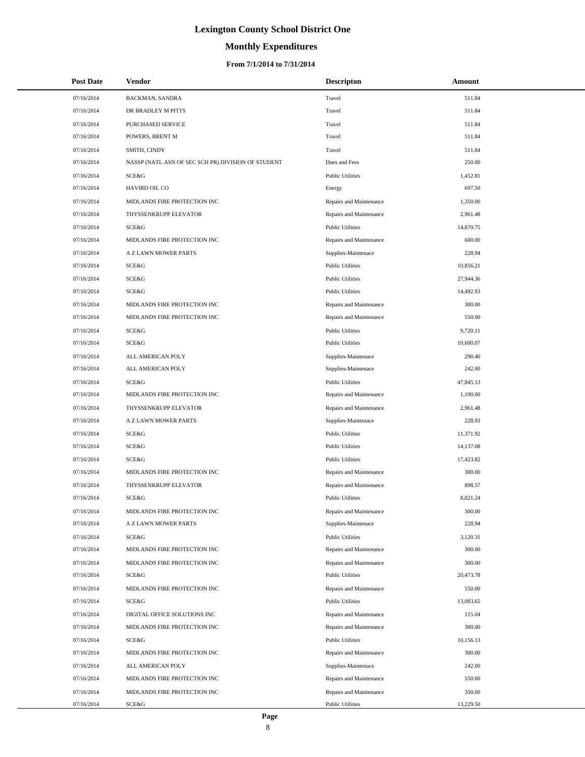# Lexington County School District One

## Monthly Expenditures

### From 7/1/2014 to 7/31/2014

| Post Date | Vendor | Descripton | Amount |
|---|---|---|---|
| 07/16/2014 | BACKMAN, SANDRA | Travel | 511.84 |
| 07/16/2014 | DR BRADLEY M PITTS | Travel | 511.84 |
| 07/16/2014 | PURCHASED SERVICE | Travel | 511.84 |
| 07/16/2014 | POWERS, BRENT M | Travel | 511.84 |
| 07/16/2014 | SMITH, CINDY | Travel | 511.84 |
| 07/16/2014 | NASSP (NATL ASN OF SEC SCH PR) DIVISION OF STUDENT | Dues and Fees | 250.00 |
| 07/16/2014 | SCE&G | Public Utilities | 1,452.81 |
| 07/16/2014 | HAVIRD OIL CO | Energy | 697.50 |
| 07/16/2014 | MIDLANDS FIRE PROTECTION INC | Repairs and Maintenance | 1,350.00 |
| 07/16/2014 | THYSSENKRUPP ELEVATOR | Repairs and Maintenance | 2,961.48 |
| 07/16/2014 | SCE&G | Public Utilities | 14,870.75 |
| 07/16/2014 | MIDLANDS FIRE PROTECTION INC | Repairs and Maintenance | 600.00 |
| 07/16/2014 | A Z LAWN MOWER PARTS | Supplies-Maintenace | 228.94 |
| 07/16/2014 | SCE&G | Public Utilities | 10,856.21 |
| 07/16/2014 | SCE&G | Public Utilities | 27,944.36 |
| 07/16/2014 | SCE&G | Public Utilities | 14,492.93 |
| 07/16/2014 | MIDLANDS FIRE PROTECTION INC | Repairs and Maintenance | 300.00 |
| 07/16/2014 | MIDLANDS FIRE PROTECTION INC | Repairs and Maintenance | 550.00 |
| 07/16/2014 | SCE&G | Public Utilities | 9,720.11 |
| 07/16/2014 | SCE&G | Public Utilities | 10,600.07 |
| 07/16/2014 | ALL AMERICAN POLY | Supplies-Maintenace | 290.40 |
| 07/16/2014 | ALL AMERICAN POLY | Supplies-Maintenace | 242.00 |
| 07/16/2014 | SCE&G | Public Utilities | 47,845.13 |
| 07/16/2014 | MIDLANDS FIRE PROTECTION INC | Repairs and Maintenance | 1,100.00 |
| 07/16/2014 | THYSSENKRUPP ELEVATOR | Repairs and Maintenance | 2,961.48 |
| 07/16/2014 | A Z LAWN MOWER PARTS | Supplies-Maintenace | 228.93 |
| 07/16/2014 | SCE&G | Public Utilities | 11,371.92 |
| 07/16/2014 | SCE&G | Public Utilities | 14,137.08 |
| 07/16/2014 | SCE&G | Public Utilities | 17,423.82 |
| 07/16/2014 | MIDLANDS FIRE PROTECTION INC | Repairs and Maintenance | 300.00 |
| 07/16/2014 | THYSSENKRUPP ELEVATOR | Repairs and Maintenance | 898.57 |
| 07/16/2014 | SCE&G | Public Utilities | 8,021.24 |
| 07/16/2014 | MIDLANDS FIRE PROTECTION INC | Repairs and Maintenance | 300.00 |
| 07/16/2014 | A Z LAWN MOWER PARTS | Supplies-Maintenace | 228.94 |
| 07/16/2014 | SCE&G | Public Utilities | 3,120.31 |
| 07/16/2014 | MIDLANDS FIRE PROTECTION INC | Repairs and Maintenance | 300.00 |
| 07/16/2014 | MIDLANDS FIRE PROTECTION INC | Repairs and Maintenance | 300.00 |
| 07/16/2014 | SCE&G | Public Utilities | 20,473.78 |
| 07/16/2014 | MIDLANDS FIRE PROTECTION INC | Repairs and Maintenance | 550.00 |
| 07/16/2014 | SCE&G | Public Utilities | 13,083.65 |
| 07/16/2014 | DIGITAL OFFICE SOLUTIONS INC | Repairs and Maintenance | 115.04 |
| 07/16/2014 | MIDLANDS FIRE PROTECTION INC | Repairs and Maintenance | 300.00 |
| 07/16/2014 | SCE&G | Public Utilities | 10,156.13 |
| 07/16/2014 | MIDLANDS FIRE PROTECTION INC | Repairs and Maintenance | 300.00 |
| 07/16/2014 | ALL AMERICAN POLY | Supplies-Maintenace | 242.00 |
| 07/16/2014 | MIDLANDS FIRE PROTECTION INC | Repairs and Maintenance | 550.00 |
| 07/16/2014 | MIDLANDS FIRE PROTECTION INC | Repairs and Maintenance | 350.00 |
| 07/16/2014 | SCE&G | Public Utilities | 13,229.50 |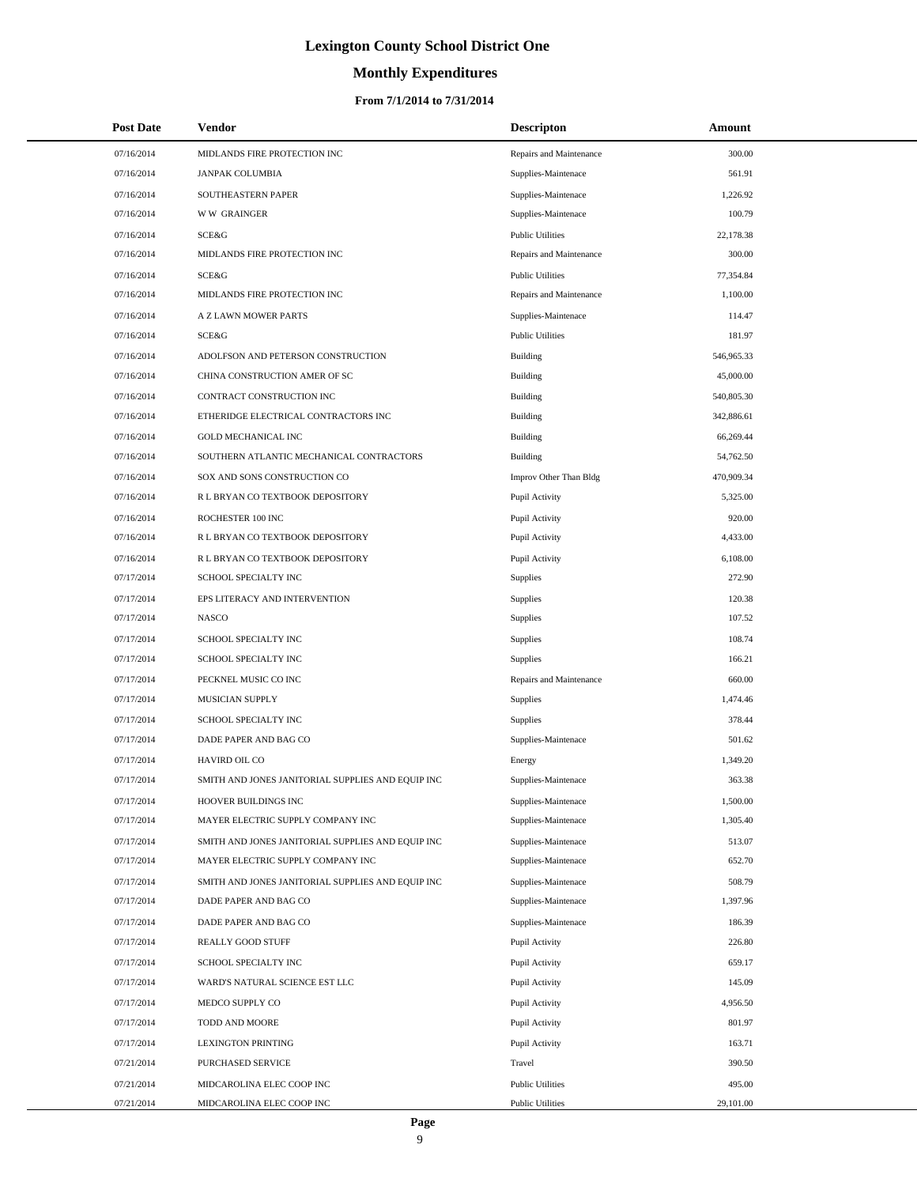# Lexington County School District One

## Monthly Expenditures

### From 7/1/2014 to 7/31/2014

| Post Date | Vendor | Descripton | Amount |
|---|---|---|---|
| 07/16/2014 | MIDLANDS FIRE PROTECTION INC | Repairs and Maintenance | 300.00 |
| 07/16/2014 | JANPAK COLUMBIA | Supplies-Maintenace | 561.91 |
| 07/16/2014 | SOUTHEASTERN PAPER | Supplies-Maintenace | 1,226.92 |
| 07/16/2014 | W W GRAINGER | Supplies-Maintenace | 100.79 |
| 07/16/2014 | SCE&G | Public Utilities | 22,178.38 |
| 07/16/2014 | MIDLANDS FIRE PROTECTION INC | Repairs and Maintenance | 300.00 |
| 07/16/2014 | SCE&G | Public Utilities | 77,354.84 |
| 07/16/2014 | MIDLANDS FIRE PROTECTION INC | Repairs and Maintenance | 1,100.00 |
| 07/16/2014 | A Z LAWN MOWER PARTS | Supplies-Maintenace | 114.47 |
| 07/16/2014 | SCE&G | Public Utilities | 181.97 |
| 07/16/2014 | ADOLFSON AND PETERSON CONSTRUCTION | Building | 546,965.33 |
| 07/16/2014 | CHINA CONSTRUCTION AMER OF SC | Building | 45,000.00 |
| 07/16/2014 | CONTRACT CONSTRUCTION INC | Building | 540,805.30 |
| 07/16/2014 | ETHERIDGE ELECTRICAL CONTRACTORS INC | Building | 342,886.61 |
| 07/16/2014 | GOLD MECHANICAL INC | Building | 66,269.44 |
| 07/16/2014 | SOUTHERN ATLANTIC MECHANICAL CONTRACTORS | Building | 54,762.50 |
| 07/16/2014 | SOX AND SONS CONSTRUCTION CO | Improv Other Than Bldg | 470,909.34 |
| 07/16/2014 | R L BRYAN CO TEXTBOOK DEPOSITORY | Pupil Activity | 5,325.00 |
| 07/16/2014 | ROCHESTER 100 INC | Pupil Activity | 920.00 |
| 07/16/2014 | R L BRYAN CO TEXTBOOK DEPOSITORY | Pupil Activity | 4,433.00 |
| 07/16/2014 | R L BRYAN CO TEXTBOOK DEPOSITORY | Pupil Activity | 6,108.00 |
| 07/17/2014 | SCHOOL SPECIALTY INC | Supplies | 272.90 |
| 07/17/2014 | EPS LITERACY AND INTERVENTION | Supplies | 120.38 |
| 07/17/2014 | NASCO | Supplies | 107.52 |
| 07/17/2014 | SCHOOL SPECIALTY INC | Supplies | 108.74 |
| 07/17/2014 | SCHOOL SPECIALTY INC | Supplies | 166.21 |
| 07/17/2014 | PECKNEL MUSIC CO INC | Repairs and Maintenance | 660.00 |
| 07/17/2014 | MUSICIAN SUPPLY | Supplies | 1,474.46 |
| 07/17/2014 | SCHOOL SPECIALTY INC | Supplies | 378.44 |
| 07/17/2014 | DADE PAPER AND BAG CO | Supplies-Maintenace | 501.62 |
| 07/17/2014 | HAVIRD OIL CO | Energy | 1,349.20 |
| 07/17/2014 | SMITH AND JONES JANITORIAL SUPPLIES AND EQUIP INC | Supplies-Maintenace | 363.38 |
| 07/17/2014 | HOOVER BUILDINGS INC | Supplies-Maintenace | 1,500.00 |
| 07/17/2014 | MAYER ELECTRIC SUPPLY COMPANY INC | Supplies-Maintenace | 1,305.40 |
| 07/17/2014 | SMITH AND JONES JANITORIAL SUPPLIES AND EQUIP INC | Supplies-Maintenace | 513.07 |
| 07/17/2014 | MAYER ELECTRIC SUPPLY COMPANY INC | Supplies-Maintenace | 652.70 |
| 07/17/2014 | SMITH AND JONES JANITORIAL SUPPLIES AND EQUIP INC | Supplies-Maintenace | 508.79 |
| 07/17/2014 | DADE PAPER AND BAG CO | Supplies-Maintenace | 1,397.96 |
| 07/17/2014 | DADE PAPER AND BAG CO | Supplies-Maintenace | 186.39 |
| 07/17/2014 | REALLY GOOD STUFF | Pupil Activity | 226.80 |
| 07/17/2014 | SCHOOL SPECIALTY INC | Pupil Activity | 659.17 |
| 07/17/2014 | WARD'S NATURAL SCIENCE EST LLC | Pupil Activity | 145.09 |
| 07/17/2014 | MEDCO SUPPLY CO | Pupil Activity | 4,956.50 |
| 07/17/2014 | TODD AND MOORE | Pupil Activity | 801.97 |
| 07/17/2014 | LEXINGTON PRINTING | Pupil Activity | 163.71 |
| 07/21/2014 | PURCHASED SERVICE | Travel | 390.50 |
| 07/21/2014 | MIDCAROLINA ELEC COOP INC | Public Utilities | 495.00 |
| 07/21/2014 | MIDCAROLINA ELEC COOP INC | Public Utilities | 29,101.00 |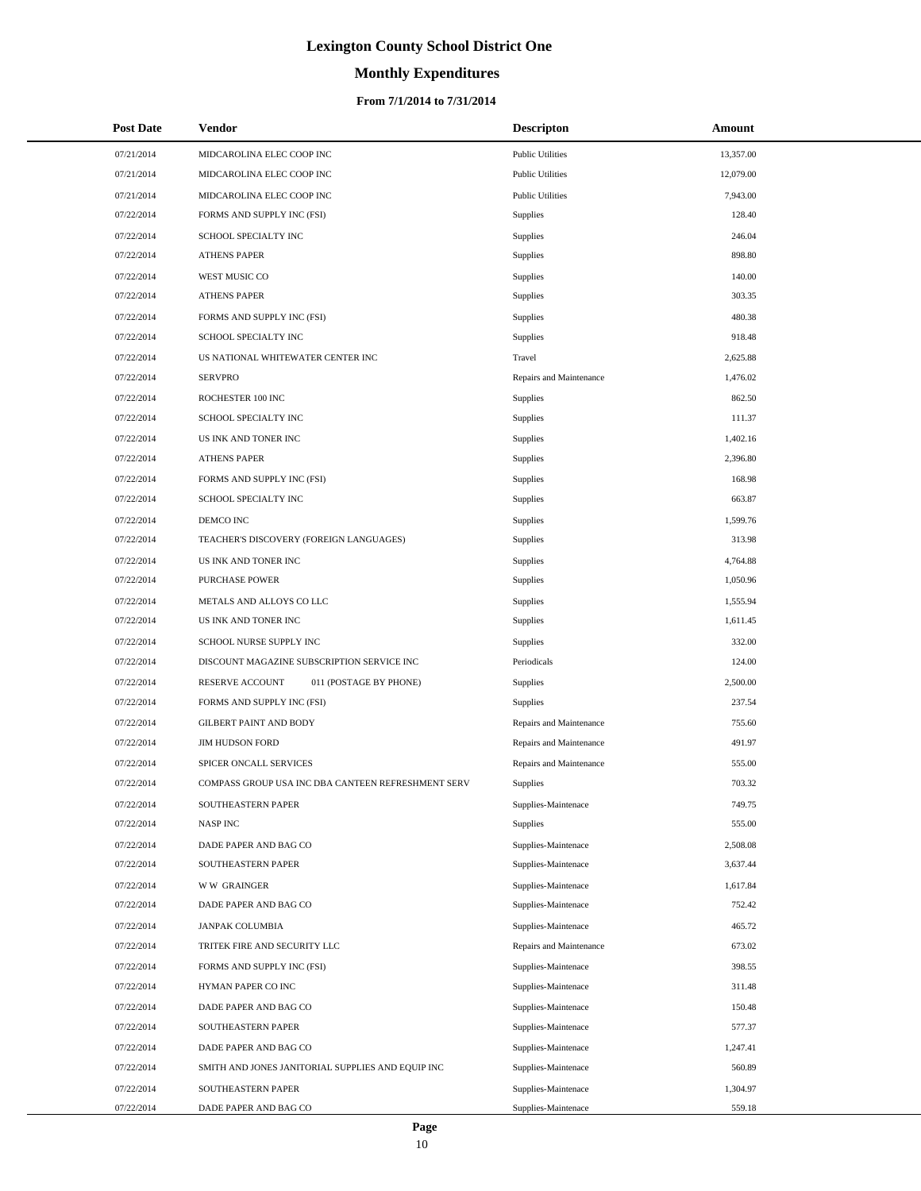# Lexington County School District One

## Monthly Expenditures

### From 7/1/2014 to 7/31/2014

| Post Date | Vendor | Descripton | Amount |
|---|---|---|---|
| 07/21/2014 | MIDCAROLINA ELEC COOP INC | Public Utilities | 13,357.00 |
| 07/21/2014 | MIDCAROLINA ELEC COOP INC | Public Utilities | 12,079.00 |
| 07/21/2014 | MIDCAROLINA ELEC COOP INC | Public Utilities | 7,943.00 |
| 07/22/2014 | FORMS AND SUPPLY INC (FSI) | Supplies | 128.40 |
| 07/22/2014 | SCHOOL SPECIALTY INC | Supplies | 246.04 |
| 07/22/2014 | ATHENS PAPER | Supplies | 898.80 |
| 07/22/2014 | WEST MUSIC CO | Supplies | 140.00 |
| 07/22/2014 | ATHENS PAPER | Supplies | 303.35 |
| 07/22/2014 | FORMS AND SUPPLY INC (FSI) | Supplies | 480.38 |
| 07/22/2014 | SCHOOL SPECIALTY INC | Supplies | 918.48 |
| 07/22/2014 | US NATIONAL WHITEWATER CENTER INC | Travel | 2,625.88 |
| 07/22/2014 | SERVPRO | Repairs and Maintenance | 1,476.02 |
| 07/22/2014 | ROCHESTER 100 INC | Supplies | 862.50 |
| 07/22/2014 | SCHOOL SPECIALTY INC | Supplies | 111.37 |
| 07/22/2014 | US INK AND TONER INC | Supplies | 1,402.16 |
| 07/22/2014 | ATHENS PAPER | Supplies | 2,396.80 |
| 07/22/2014 | FORMS AND SUPPLY INC (FSI) | Supplies | 168.98 |
| 07/22/2014 | SCHOOL SPECIALTY INC | Supplies | 663.87 |
| 07/22/2014 | DEMCO INC | Supplies | 1,599.76 |
| 07/22/2014 | TEACHER'S DISCOVERY (FOREIGN LANGUAGES) | Supplies | 313.98 |
| 07/22/2014 | US INK AND TONER INC | Supplies | 4,764.88 |
| 07/22/2014 | PURCHASE POWER | Supplies | 1,050.96 |
| 07/22/2014 | METALS AND ALLOYS CO LLC | Supplies | 1,555.94 |
| 07/22/2014 | US INK AND TONER INC | Supplies | 1,611.45 |
| 07/22/2014 | SCHOOL NURSE SUPPLY INC | Supplies | 332.00 |
| 07/22/2014 | DISCOUNT MAGAZINE SUBSCRIPTION SERVICE INC | Periodicals | 124.00 |
| 07/22/2014 | RESERVE ACCOUNT 011 (POSTAGE BY PHONE) | Supplies | 2,500.00 |
| 07/22/2014 | FORMS AND SUPPLY INC (FSI) | Supplies | 237.54 |
| 07/22/2014 | GILBERT PAINT AND BODY | Repairs and Maintenance | 755.60 |
| 07/22/2014 | JIM HUDSON FORD | Repairs and Maintenance | 491.97 |
| 07/22/2014 | SPICER ONCALL SERVICES | Repairs and Maintenance | 555.00 |
| 07/22/2014 | COMPASS GROUP USA INC DBA CANTEEN REFRESHMENT SERV | Supplies | 703.32 |
| 07/22/2014 | SOUTHEASTERN PAPER | Supplies-Maintenace | 749.75 |
| 07/22/2014 | NASP INC | Supplies | 555.00 |
| 07/22/2014 | DADE PAPER AND BAG CO | Supplies-Maintenace | 2,508.08 |
| 07/22/2014 | SOUTHEASTERN PAPER | Supplies-Maintenace | 3,637.44 |
| 07/22/2014 | W W GRAINGER | Supplies-Maintenace | 1,617.84 |
| 07/22/2014 | DADE PAPER AND BAG CO | Supplies-Maintenace | 752.42 |
| 07/22/2014 | JANPAK COLUMBIA | Supplies-Maintenace | 465.72 |
| 07/22/2014 | TRITEK FIRE AND SECURITY LLC | Repairs and Maintenance | 673.02 |
| 07/22/2014 | FORMS AND SUPPLY INC (FSI) | Supplies-Maintenace | 398.55 |
| 07/22/2014 | HYMAN PAPER CO INC | Supplies-Maintenace | 311.48 |
| 07/22/2014 | DADE PAPER AND BAG CO | Supplies-Maintenace | 150.48 |
| 07/22/2014 | SOUTHEASTERN PAPER | Supplies-Maintenace | 577.37 |
| 07/22/2014 | DADE PAPER AND BAG CO | Supplies-Maintenace | 1,247.41 |
| 07/22/2014 | SMITH AND JONES JANITORIAL SUPPLIES AND EQUIP INC | Supplies-Maintenace | 560.89 |
| 07/22/2014 | SOUTHEASTERN PAPER | Supplies-Maintenace | 1,304.97 |
| 07/22/2014 | DADE PAPER AND BAG CO | Supplies-Maintenace | 559.18 |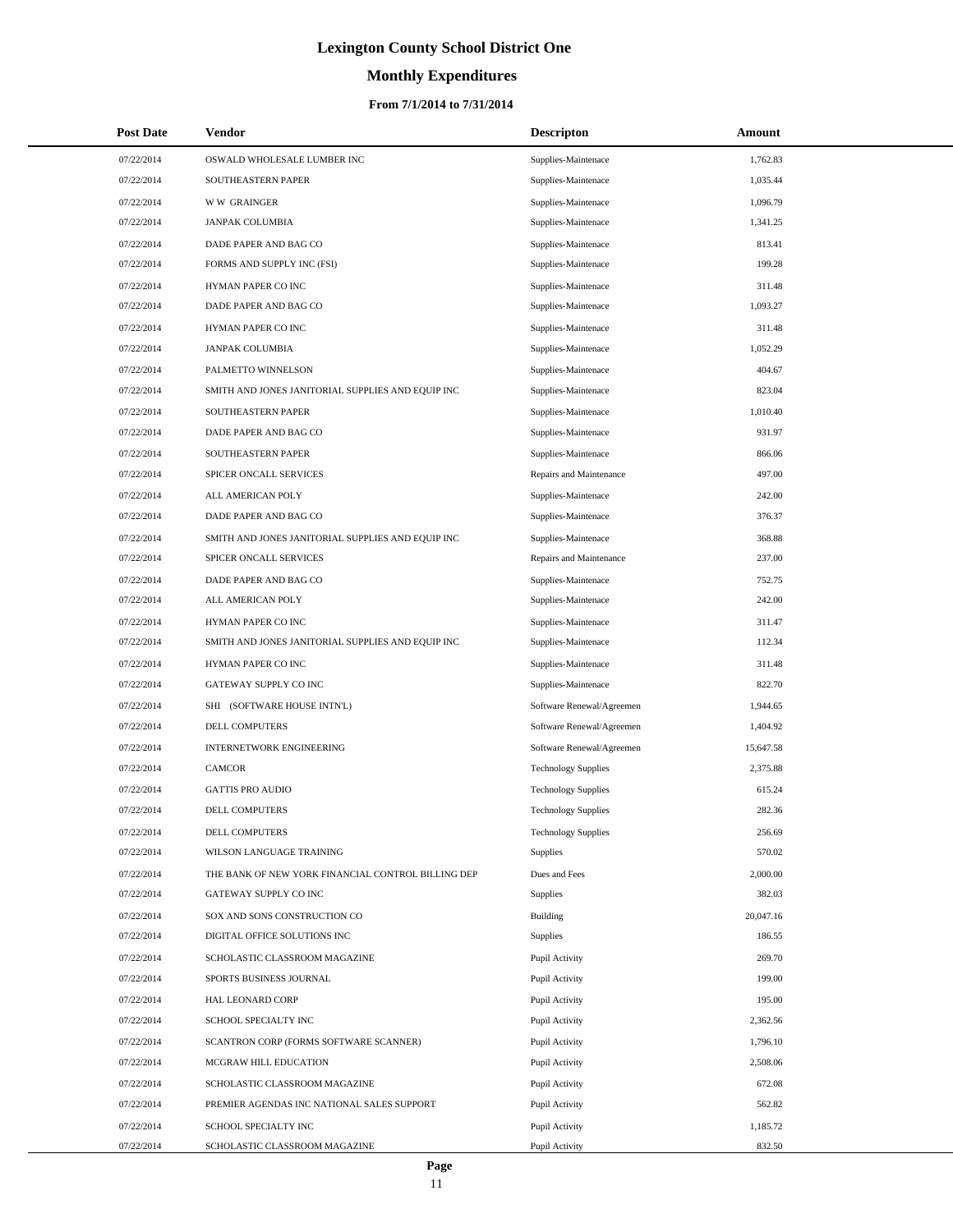# Lexington County School District One

## Monthly Expenditures

### From 7/1/2014 to 7/31/2014

| Post Date | Vendor | Descripton | Amount |
| --- | --- | --- | --- |
| 07/22/2014 | OSWALD WHOLESALE LUMBER INC | Supplies-Maintenace | 1,762.83 |
| 07/22/2014 | SOUTHEASTERN PAPER | Supplies-Maintenace | 1,035.44 |
| 07/22/2014 | W W GRAINGER | Supplies-Maintenace | 1,096.79 |
| 07/22/2014 | JANPAK COLUMBIA | Supplies-Maintenace | 1,341.25 |
| 07/22/2014 | DADE PAPER AND BAG CO | Supplies-Maintenace | 813.41 |
| 07/22/2014 | FORMS AND SUPPLY INC (FSI) | Supplies-Maintenace | 199.28 |
| 07/22/2014 | HYMAN PAPER CO INC | Supplies-Maintenace | 311.48 |
| 07/22/2014 | DADE PAPER AND BAG CO | Supplies-Maintenace | 1,093.27 |
| 07/22/2014 | HYMAN PAPER CO INC | Supplies-Maintenace | 311.48 |
| 07/22/2014 | JANPAK COLUMBIA | Supplies-Maintenace | 1,052.29 |
| 07/22/2014 | PALMETTO WINNELSON | Supplies-Maintenace | 404.67 |
| 07/22/2014 | SMITH AND JONES JANITORIAL SUPPLIES AND EQUIP INC | Supplies-Maintenace | 823.04 |
| 07/22/2014 | SOUTHEASTERN PAPER | Supplies-Maintenace | 1,010.40 |
| 07/22/2014 | DADE PAPER AND BAG CO | Supplies-Maintenace | 931.97 |
| 07/22/2014 | SOUTHEASTERN PAPER | Supplies-Maintenace | 866.06 |
| 07/22/2014 | SPICER ONCALL SERVICES | Repairs and Maintenance | 497.00 |
| 07/22/2014 | ALL AMERICAN POLY | Supplies-Maintenace | 242.00 |
| 07/22/2014 | DADE PAPER AND BAG CO | Supplies-Maintenace | 376.37 |
| 07/22/2014 | SMITH AND JONES JANITORIAL SUPPLIES AND EQUIP INC | Supplies-Maintenace | 368.88 |
| 07/22/2014 | SPICER ONCALL SERVICES | Repairs and Maintenance | 237.00 |
| 07/22/2014 | DADE PAPER AND BAG CO | Supplies-Maintenace | 752.75 |
| 07/22/2014 | ALL AMERICAN POLY | Supplies-Maintenace | 242.00 |
| 07/22/2014 | HYMAN PAPER CO INC | Supplies-Maintenace | 311.47 |
| 07/22/2014 | SMITH AND JONES JANITORIAL SUPPLIES AND EQUIP INC | Supplies-Maintenace | 112.34 |
| 07/22/2014 | HYMAN PAPER CO INC | Supplies-Maintenace | 311.48 |
| 07/22/2014 | GATEWAY SUPPLY CO INC | Supplies-Maintenace | 822.70 |
| 07/22/2014 | SHI (SOFTWARE HOUSE INTN'L) | Software Renewal/Agreemen | 1,944.65 |
| 07/22/2014 | DELL COMPUTERS | Software Renewal/Agreemen | 1,404.92 |
| 07/22/2014 | INTERNETWORK ENGINEERING | Software Renewal/Agreemen | 15,647.58 |
| 07/22/2014 | CAMCOR | Technology Supplies | 2,375.88 |
| 07/22/2014 | GATTIS PRO AUDIO | Technology Supplies | 615.24 |
| 07/22/2014 | DELL COMPUTERS | Technology Supplies | 282.36 |
| 07/22/2014 | DELL COMPUTERS | Technology Supplies | 256.69 |
| 07/22/2014 | WILSON LANGUAGE TRAINING | Supplies | 570.02 |
| 07/22/2014 | THE BANK OF NEW YORK FINANCIAL CONTROL BILLING DEP | Dues and Fees | 2,000.00 |
| 07/22/2014 | GATEWAY SUPPLY CO INC | Supplies | 382.03 |
| 07/22/2014 | SOX AND SONS CONSTRUCTION CO | Building | 20,047.16 |
| 07/22/2014 | DIGITAL OFFICE SOLUTIONS INC | Supplies | 186.55 |
| 07/22/2014 | SCHOLASTIC CLASSROOM MAGAZINE | Pupil Activity | 269.70 |
| 07/22/2014 | SPORTS BUSINESS JOURNAL | Pupil Activity | 199.00 |
| 07/22/2014 | HAL LEONARD CORP | Pupil Activity | 195.00 |
| 07/22/2014 | SCHOOL SPECIALTY INC | Pupil Activity | 2,362.56 |
| 07/22/2014 | SCANTRON CORP (FORMS SOFTWARE SCANNER) | Pupil Activity | 1,796.10 |
| 07/22/2014 | MCGRAW HILL EDUCATION | Pupil Activity | 2,508.06 |
| 07/22/2014 | SCHOLASTIC CLASSROOM MAGAZINE | Pupil Activity | 672.08 |
| 07/22/2014 | PREMIER AGENDAS INC NATIONAL SALES SUPPORT | Pupil Activity | 562.82 |
| 07/22/2014 | SCHOOL SPECIALTY INC | Pupil Activity | 1,185.72 |
| 07/22/2014 | SCHOLASTIC CLASSROOM MAGAZINE | Pupil Activity | 832.50 |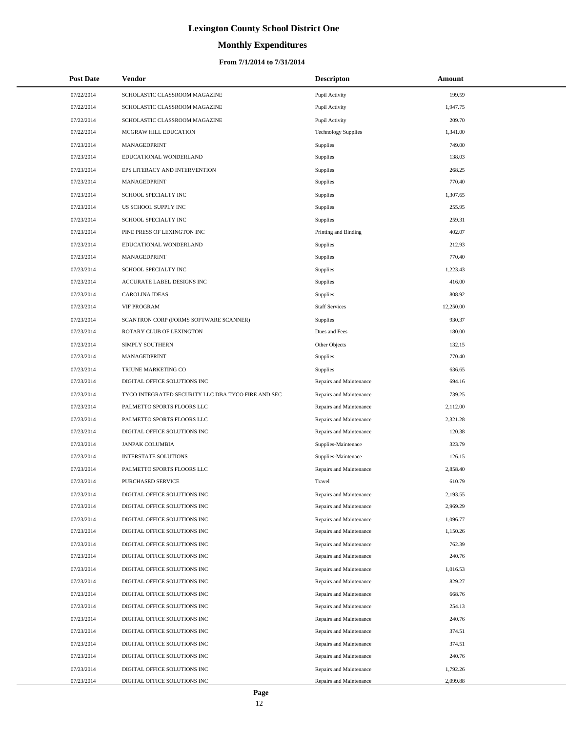# Lexington County School District One

## Monthly Expenditures

### From 7/1/2014 to 7/31/2014

| Post Date | Vendor | Descripton | Amount |
|---|---|---|---|
| 07/22/2014 | SCHOLASTIC CLASSROOM MAGAZINE | Pupil Activity | 199.59 |
| 07/22/2014 | SCHOLASTIC CLASSROOM MAGAZINE | Pupil Activity | 1,947.75 |
| 07/22/2014 | SCHOLASTIC CLASSROOM MAGAZINE | Pupil Activity | 209.70 |
| 07/22/2014 | MCGRAW HILL EDUCATION | Technology Supplies | 1,341.00 |
| 07/23/2014 | MANAGEDPRINT | Supplies | 749.00 |
| 07/23/2014 | EDUCATIONAL WONDERLAND | Supplies | 138.03 |
| 07/23/2014 | EPS LITERACY AND INTERVENTION | Supplies | 268.25 |
| 07/23/2014 | MANAGEDPRINT | Supplies | 770.40 |
| 07/23/2014 | SCHOOL SPECIALTY INC | Supplies | 1,307.65 |
| 07/23/2014 | US SCHOOL SUPPLY INC | Supplies | 255.95 |
| 07/23/2014 | SCHOOL SPECIALTY INC | Supplies | 259.31 |
| 07/23/2014 | PINE PRESS OF LEXINGTON INC | Printing and Binding | 402.07 |
| 07/23/2014 | EDUCATIONAL WONDERLAND | Supplies | 212.93 |
| 07/23/2014 | MANAGEDPRINT | Supplies | 770.40 |
| 07/23/2014 | SCHOOL SPECIALTY INC | Supplies | 1,223.43 |
| 07/23/2014 | ACCURATE LABEL DESIGNS INC | Supplies | 416.00 |
| 07/23/2014 | CAROLINA IDEAS | Supplies | 808.92 |
| 07/23/2014 | VIF PROGRAM | Staff Services | 12,250.00 |
| 07/23/2014 | SCANTRON CORP (FORMS SOFTWARE SCANNER) | Supplies | 930.37 |
| 07/23/2014 | ROTARY CLUB OF LEXINGTON | Dues and Fees | 180.00 |
| 07/23/2014 | SIMPLY SOUTHERN | Other Objects | 132.15 |
| 07/23/2014 | MANAGEDPRINT | Supplies | 770.40 |
| 07/23/2014 | TRIUNE MARKETING CO | Supplies | 636.65 |
| 07/23/2014 | DIGITAL OFFICE SOLUTIONS INC | Repairs and Maintenance | 694.16 |
| 07/23/2014 | TYCO INTEGRATED SECURITY LLC DBA TYCO FIRE AND SEC | Repairs and Maintenance | 739.25 |
| 07/23/2014 | PALMETTO SPORTS FLOORS LLC | Repairs and Maintenance | 2,112.00 |
| 07/23/2014 | PALMETTO SPORTS FLOORS LLC | Repairs and Maintenance | 2,321.28 |
| 07/23/2014 | DIGITAL OFFICE SOLUTIONS INC | Repairs and Maintenance | 120.38 |
| 07/23/2014 | JANPAK COLUMBIA | Supplies-Maintenace | 323.79 |
| 07/23/2014 | INTERSTATE SOLUTIONS | Supplies-Maintenace | 126.15 |
| 07/23/2014 | PALMETTO SPORTS FLOORS LLC | Repairs and Maintenance | 2,858.40 |
| 07/23/2014 | PURCHASED SERVICE | Travel | 610.79 |
| 07/23/2014 | DIGITAL OFFICE SOLUTIONS INC | Repairs and Maintenance | 2,193.55 |
| 07/23/2014 | DIGITAL OFFICE SOLUTIONS INC | Repairs and Maintenance | 2,969.29 |
| 07/23/2014 | DIGITAL OFFICE SOLUTIONS INC | Repairs and Maintenance | 1,096.77 |
| 07/23/2014 | DIGITAL OFFICE SOLUTIONS INC | Repairs and Maintenance | 1,150.26 |
| 07/23/2014 | DIGITAL OFFICE SOLUTIONS INC | Repairs and Maintenance | 762.39 |
| 07/23/2014 | DIGITAL OFFICE SOLUTIONS INC | Repairs and Maintenance | 240.76 |
| 07/23/2014 | DIGITAL OFFICE SOLUTIONS INC | Repairs and Maintenance | 1,016.53 |
| 07/23/2014 | DIGITAL OFFICE SOLUTIONS INC | Repairs and Maintenance | 829.27 |
| 07/23/2014 | DIGITAL OFFICE SOLUTIONS INC | Repairs and Maintenance | 668.76 |
| 07/23/2014 | DIGITAL OFFICE SOLUTIONS INC | Repairs and Maintenance | 254.13 |
| 07/23/2014 | DIGITAL OFFICE SOLUTIONS INC | Repairs and Maintenance | 240.76 |
| 07/23/2014 | DIGITAL OFFICE SOLUTIONS INC | Repairs and Maintenance | 374.51 |
| 07/23/2014 | DIGITAL OFFICE SOLUTIONS INC | Repairs and Maintenance | 374.51 |
| 07/23/2014 | DIGITAL OFFICE SOLUTIONS INC | Repairs and Maintenance | 240.76 |
| 07/23/2014 | DIGITAL OFFICE SOLUTIONS INC | Repairs and Maintenance | 1,792.26 |
| 07/23/2014 | DIGITAL OFFICE SOLUTIONS INC | Repairs and Maintenance | 2,099.88 |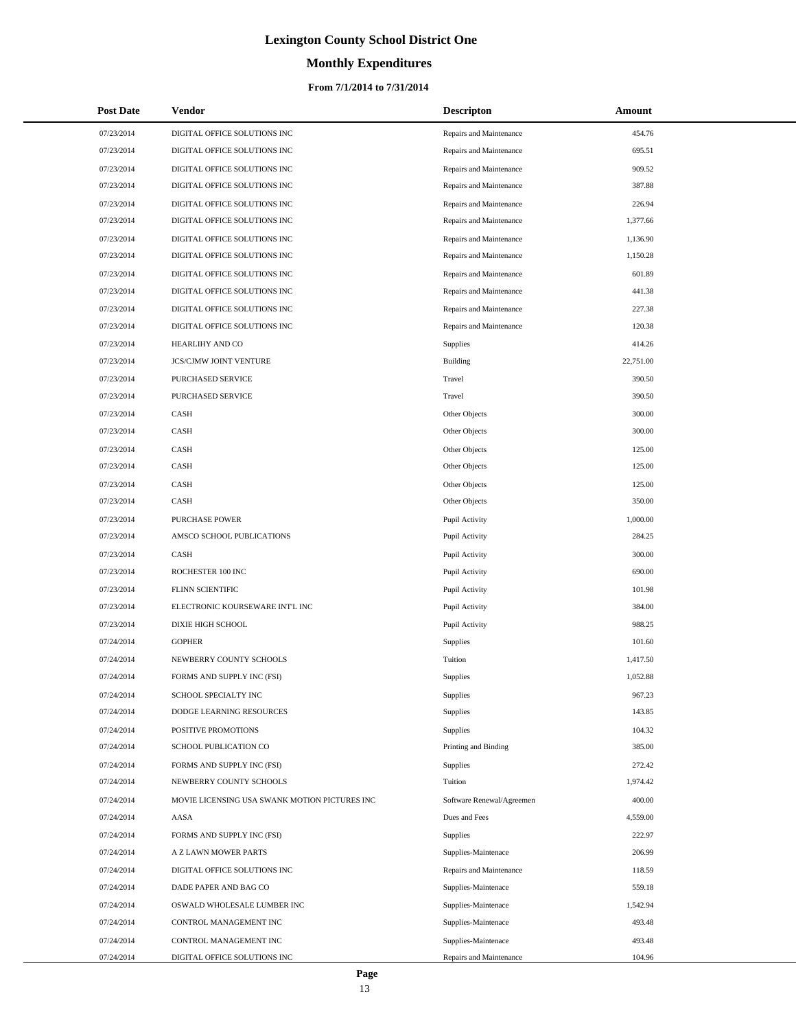# Lexington County School District One

## Monthly Expenditures

### From 7/1/2014 to 7/31/2014

| Post Date | Vendor | Descripton | Amount |
|---|---|---|---|
| 07/23/2014 | DIGITAL OFFICE SOLUTIONS INC | Repairs and Maintenance | 454.76 |
| 07/23/2014 | DIGITAL OFFICE SOLUTIONS INC | Repairs and Maintenance | 695.51 |
| 07/23/2014 | DIGITAL OFFICE SOLUTIONS INC | Repairs and Maintenance | 909.52 |
| 07/23/2014 | DIGITAL OFFICE SOLUTIONS INC | Repairs and Maintenance | 387.88 |
| 07/23/2014 | DIGITAL OFFICE SOLUTIONS INC | Repairs and Maintenance | 226.94 |
| 07/23/2014 | DIGITAL OFFICE SOLUTIONS INC | Repairs and Maintenance | 1,377.66 |
| 07/23/2014 | DIGITAL OFFICE SOLUTIONS INC | Repairs and Maintenance | 1,136.90 |
| 07/23/2014 | DIGITAL OFFICE SOLUTIONS INC | Repairs and Maintenance | 1,150.28 |
| 07/23/2014 | DIGITAL OFFICE SOLUTIONS INC | Repairs and Maintenance | 601.89 |
| 07/23/2014 | DIGITAL OFFICE SOLUTIONS INC | Repairs and Maintenance | 441.38 |
| 07/23/2014 | DIGITAL OFFICE SOLUTIONS INC | Repairs and Maintenance | 227.38 |
| 07/23/2014 | DIGITAL OFFICE SOLUTIONS INC | Repairs and Maintenance | 120.38 |
| 07/23/2014 | HEARLIHY AND CO | Supplies | 414.26 |
| 07/23/2014 | JCS/CJMW JOINT VENTURE | Building | 22,751.00 |
| 07/23/2014 | PURCHASED SERVICE | Travel | 390.50 |
| 07/23/2014 | PURCHASED SERVICE | Travel | 390.50 |
| 07/23/2014 | CASH | Other Objects | 300.00 |
| 07/23/2014 | CASH | Other Objects | 300.00 |
| 07/23/2014 | CASH | Other Objects | 125.00 |
| 07/23/2014 | CASH | Other Objects | 125.00 |
| 07/23/2014 | CASH | Other Objects | 125.00 |
| 07/23/2014 | CASH | Other Objects | 350.00 |
| 07/23/2014 | PURCHASE POWER | Pupil Activity | 1,000.00 |
| 07/23/2014 | AMSCO SCHOOL PUBLICATIONS | Pupil Activity | 284.25 |
| 07/23/2014 | CASH | Pupil Activity | 300.00 |
| 07/23/2014 | ROCHESTER 100 INC | Pupil Activity | 690.00 |
| 07/23/2014 | FLINN SCIENTIFIC | Pupil Activity | 101.98 |
| 07/23/2014 | ELECTRONIC KOURSEWARE INT'L INC | Pupil Activity | 384.00 |
| 07/23/2014 | DIXIE HIGH SCHOOL | Pupil Activity | 988.25 |
| 07/24/2014 | GOPHER | Supplies | 101.60 |
| 07/24/2014 | NEWBERRY COUNTY SCHOOLS | Tuition | 1,417.50 |
| 07/24/2014 | FORMS AND SUPPLY INC (FSI) | Supplies | 1,052.88 |
| 07/24/2014 | SCHOOL SPECIALTY INC | Supplies | 967.23 |
| 07/24/2014 | DODGE LEARNING RESOURCES | Supplies | 143.85 |
| 07/24/2014 | POSITIVE PROMOTIONS | Supplies | 104.32 |
| 07/24/2014 | SCHOOL PUBLICATION CO | Printing and Binding | 385.00 |
| 07/24/2014 | FORMS AND SUPPLY INC (FSI) | Supplies | 272.42 |
| 07/24/2014 | NEWBERRY COUNTY SCHOOLS | Tuition | 1,974.42 |
| 07/24/2014 | MOVIE LICENSING USA SWANK MOTION PICTURES INC | Software Renewal/Agreemen | 400.00 |
| 07/24/2014 | AASA | Dues and Fees | 4,559.00 |
| 07/24/2014 | FORMS AND SUPPLY INC (FSI) | Supplies | 222.97 |
| 07/24/2014 | A Z LAWN MOWER PARTS | Supplies-Maintenace | 206.99 |
| 07/24/2014 | DIGITAL OFFICE SOLUTIONS INC | Repairs and Maintenance | 118.59 |
| 07/24/2014 | DADE PAPER AND BAG CO | Supplies-Maintenace | 559.18 |
| 07/24/2014 | OSWALD WHOLESALE LUMBER INC | Supplies-Maintenace | 1,542.94 |
| 07/24/2014 | CONTROL MANAGEMENT INC | Supplies-Maintenace | 493.48 |
| 07/24/2014 | CONTROL MANAGEMENT INC | Supplies-Maintenace | 493.48 |
| 07/24/2014 | DIGITAL OFFICE SOLUTIONS INC | Repairs and Maintenance | 104.96 |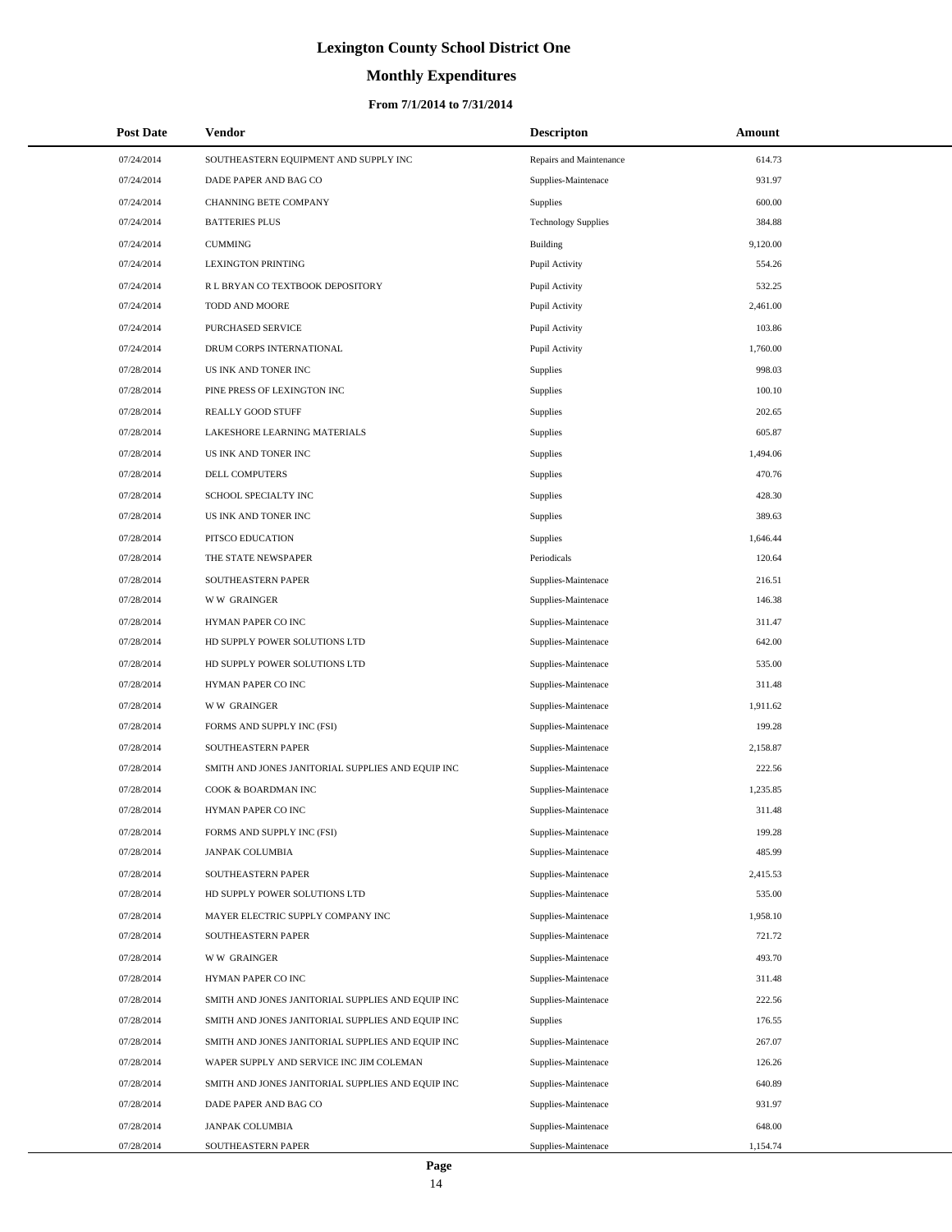# Lexington County School District One

## Monthly Expenditures

### From 7/1/2014 to 7/31/2014

| Post Date | Vendor | Descripton | Amount |
| --- | --- | --- | --- |
| 07/24/2014 | SOUTHEASTERN EQUIPMENT AND SUPPLY INC | Repairs and Maintenance | 614.73 |
| 07/24/2014 | DADE PAPER AND BAG CO | Supplies-Maintenace | 931.97 |
| 07/24/2014 | CHANNING BETE COMPANY | Supplies | 600.00 |
| 07/24/2014 | BATTERIES PLUS | Technology Supplies | 384.88 |
| 07/24/2014 | CUMMING | Building | 9,120.00 |
| 07/24/2014 | LEXINGTON PRINTING | Pupil Activity | 554.26 |
| 07/24/2014 | R L BRYAN CO TEXTBOOK DEPOSITORY | Pupil Activity | 532.25 |
| 07/24/2014 | TODD AND MOORE | Pupil Activity | 2,461.00 |
| 07/24/2014 | PURCHASED SERVICE | Pupil Activity | 103.86 |
| 07/24/2014 | DRUM CORPS INTERNATIONAL | Pupil Activity | 1,760.00 |
| 07/28/2014 | US INK AND TONER INC | Supplies | 998.03 |
| 07/28/2014 | PINE PRESS OF LEXINGTON INC | Supplies | 100.10 |
| 07/28/2014 | REALLY GOOD STUFF | Supplies | 202.65 |
| 07/28/2014 | LAKESHORE LEARNING MATERIALS | Supplies | 605.87 |
| 07/28/2014 | US INK AND TONER INC | Supplies | 1,494.06 |
| 07/28/2014 | DELL COMPUTERS | Supplies | 470.76 |
| 07/28/2014 | SCHOOL SPECIALTY INC | Supplies | 428.30 |
| 07/28/2014 | US INK AND TONER INC | Supplies | 389.63 |
| 07/28/2014 | PITSCO EDUCATION | Supplies | 1,646.44 |
| 07/28/2014 | THE STATE NEWSPAPER | Periodicals | 120.64 |
| 07/28/2014 | SOUTHEASTERN PAPER | Supplies-Maintenace | 216.51 |
| 07/28/2014 | W W GRAINGER | Supplies-Maintenace | 146.38 |
| 07/28/2014 | HYMAN PAPER CO INC | Supplies-Maintenace | 311.47 |
| 07/28/2014 | HD SUPPLY POWER SOLUTIONS LTD | Supplies-Maintenace | 642.00 |
| 07/28/2014 | HD SUPPLY POWER SOLUTIONS LTD | Supplies-Maintenace | 535.00 |
| 07/28/2014 | HYMAN PAPER CO INC | Supplies-Maintenace | 311.48 |
| 07/28/2014 | W W GRAINGER | Supplies-Maintenace | 1,911.62 |
| 07/28/2014 | FORMS AND SUPPLY INC (FSI) | Supplies-Maintenace | 199.28 |
| 07/28/2014 | SOUTHEASTERN PAPER | Supplies-Maintenace | 2,158.87 |
| 07/28/2014 | SMITH AND JONES JANITORIAL SUPPLIES AND EQUIP INC | Supplies-Maintenace | 222.56 |
| 07/28/2014 | COOK & BOARDMAN INC | Supplies-Maintenace | 1,235.85 |
| 07/28/2014 | HYMAN PAPER CO INC | Supplies-Maintenace | 311.48 |
| 07/28/2014 | FORMS AND SUPPLY INC (FSI) | Supplies-Maintenace | 199.28 |
| 07/28/2014 | JANPAK COLUMBIA | Supplies-Maintenace | 485.99 |
| 07/28/2014 | SOUTHEASTERN PAPER | Supplies-Maintenace | 2,415.53 |
| 07/28/2014 | HD SUPPLY POWER SOLUTIONS LTD | Supplies-Maintenace | 535.00 |
| 07/28/2014 | MAYER ELECTRIC SUPPLY COMPANY INC | Supplies-Maintenace | 1,958.10 |
| 07/28/2014 | SOUTHEASTERN PAPER | Supplies-Maintenace | 721.72 |
| 07/28/2014 | W W GRAINGER | Supplies-Maintenace | 493.70 |
| 07/28/2014 | HYMAN PAPER CO INC | Supplies-Maintenace | 311.48 |
| 07/28/2014 | SMITH AND JONES JANITORIAL SUPPLIES AND EQUIP INC | Supplies-Maintenace | 222.56 |
| 07/28/2014 | SMITH AND JONES JANITORIAL SUPPLIES AND EQUIP INC | Supplies | 176.55 |
| 07/28/2014 | SMITH AND JONES JANITORIAL SUPPLIES AND EQUIP INC | Supplies-Maintenace | 267.07 |
| 07/28/2014 | WAPER SUPPLY AND SERVICE INC JIM COLEMAN | Supplies-Maintenace | 126.26 |
| 07/28/2014 | SMITH AND JONES JANITORIAL SUPPLIES AND EQUIP INC | Supplies-Maintenace | 640.89 |
| 07/28/2014 | DADE PAPER AND BAG CO | Supplies-Maintenace | 931.97 |
| 07/28/2014 | JANPAK COLUMBIA | Supplies-Maintenace | 648.00 |
| 07/28/2014 | SOUTHEASTERN PAPER | Supplies-Maintenace | 1,154.74 |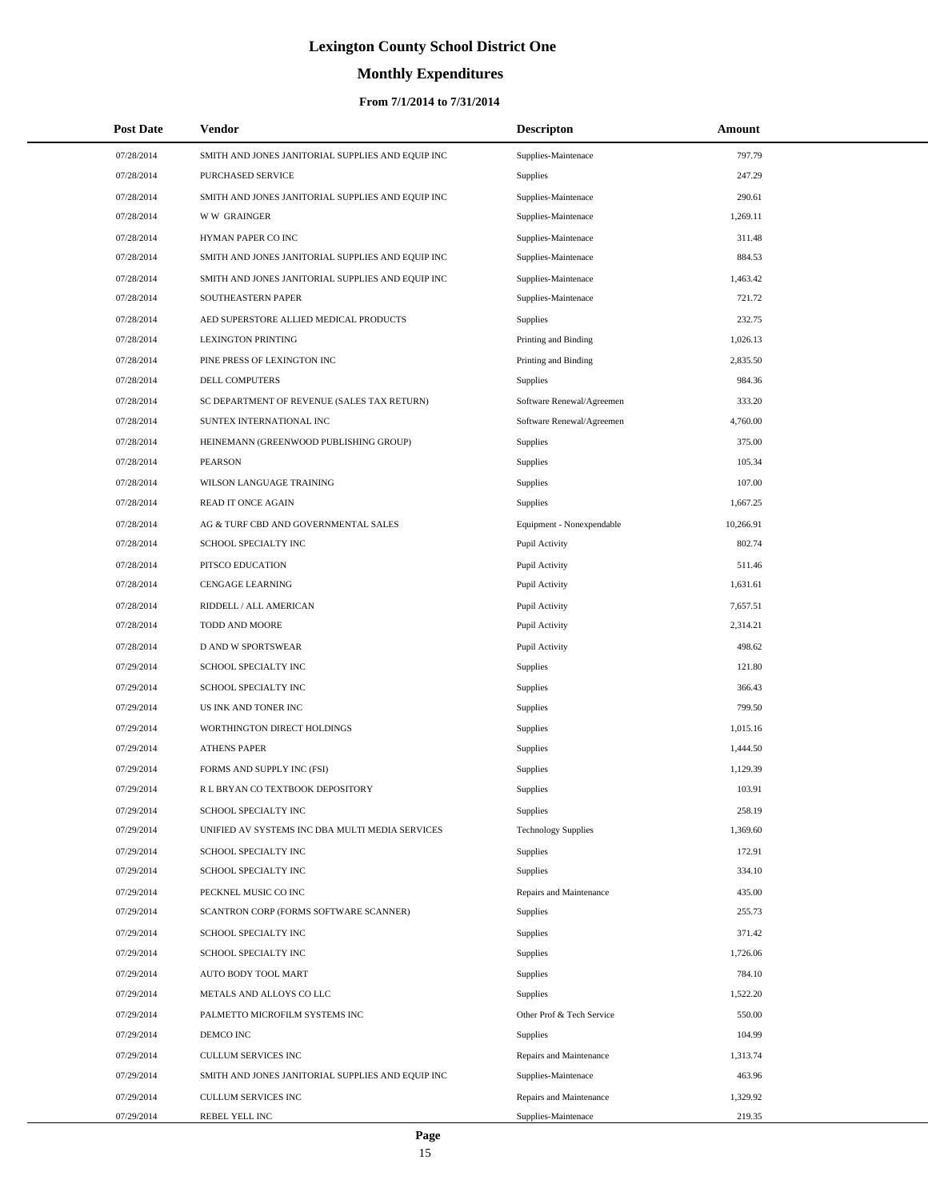# Lexington County School District One

## Monthly Expenditures

### From 7/1/2014 to 7/31/2014

| Post Date | Vendor | Descripton | Amount |
|---|---|---|---|
| 07/28/2014 | SMITH AND JONES JANITORIAL SUPPLIES AND EQUIP INC | Supplies-Maintenace | 797.79 |
| 07/28/2014 | PURCHASED SERVICE | Supplies | 247.29 |
| 07/28/2014 | SMITH AND JONES JANITORIAL SUPPLIES AND EQUIP INC | Supplies-Maintenace | 290.61 |
| 07/28/2014 | W W GRAINGER | Supplies-Maintenace | 1,269.11 |
| 07/28/2014 | HYMAN PAPER CO INC | Supplies-Maintenace | 311.48 |
| 07/28/2014 | SMITH AND JONES JANITORIAL SUPPLIES AND EQUIP INC | Supplies-Maintenace | 884.53 |
| 07/28/2014 | SMITH AND JONES JANITORIAL SUPPLIES AND EQUIP INC | Supplies-Maintenace | 1,463.42 |
| 07/28/2014 | SOUTHEASTERN PAPER | Supplies-Maintenace | 721.72 |
| 07/28/2014 | AED SUPERSTORE ALLIED MEDICAL PRODUCTS | Supplies | 232.75 |
| 07/28/2014 | LEXINGTON PRINTING | Printing and Binding | 1,026.13 |
| 07/28/2014 | PINE PRESS OF LEXINGTON INC | Printing and Binding | 2,835.50 |
| 07/28/2014 | DELL COMPUTERS | Supplies | 984.36 |
| 07/28/2014 | SC DEPARTMENT OF REVENUE (SALES TAX RETURN) | Software Renewal/Agreemen | 333.20 |
| 07/28/2014 | SUNTEX INTERNATIONAL INC | Software Renewal/Agreemen | 4,760.00 |
| 07/28/2014 | HEINEMANN (GREENWOOD PUBLISHING GROUP) | Supplies | 375.00 |
| 07/28/2014 | PEARSON | Supplies | 105.34 |
| 07/28/2014 | WILSON LANGUAGE TRAINING | Supplies | 107.00 |
| 07/28/2014 | READ IT ONCE AGAIN | Supplies | 1,667.25 |
| 07/28/2014 | AG & TURF CBD AND GOVERNMENTAL SALES | Equipment - Nonexpendable | 10,266.91 |
| 07/28/2014 | SCHOOL SPECIALTY INC | Pupil Activity | 802.74 |
| 07/28/2014 | PITSCO EDUCATION | Pupil Activity | 511.46 |
| 07/28/2014 | CENGAGE LEARNING | Pupil Activity | 1,631.61 |
| 07/28/2014 | RIDDELL / ALL AMERICAN | Pupil Activity | 7,657.51 |
| 07/28/2014 | TODD AND MOORE | Pupil Activity | 2,314.21 |
| 07/28/2014 | D AND W SPORTSWEAR | Pupil Activity | 498.62 |
| 07/29/2014 | SCHOOL SPECIALTY INC | Supplies | 121.80 |
| 07/29/2014 | SCHOOL SPECIALTY INC | Supplies | 366.43 |
| 07/29/2014 | US INK AND TONER INC | Supplies | 799.50 |
| 07/29/2014 | WORTHINGTON DIRECT HOLDINGS | Supplies | 1,015.16 |
| 07/29/2014 | ATHENS PAPER | Supplies | 1,444.50 |
| 07/29/2014 | FORMS AND SUPPLY INC (FSI) | Supplies | 1,129.39 |
| 07/29/2014 | R L BRYAN CO TEXTBOOK DEPOSITORY | Supplies | 103.91 |
| 07/29/2014 | SCHOOL SPECIALTY INC | Supplies | 258.19 |
| 07/29/2014 | UNIFIED AV SYSTEMS INC DBA MULTI MEDIA SERVICES | Technology Supplies | 1,369.60 |
| 07/29/2014 | SCHOOL SPECIALTY INC | Supplies | 172.91 |
| 07/29/2014 | SCHOOL SPECIALTY INC | Supplies | 334.10 |
| 07/29/2014 | PECKNEL MUSIC CO INC | Repairs and Maintenance | 435.00 |
| 07/29/2014 | SCANTRON CORP (FORMS SOFTWARE SCANNER) | Supplies | 255.73 |
| 07/29/2014 | SCHOOL SPECIALTY INC | Supplies | 371.42 |
| 07/29/2014 | SCHOOL SPECIALTY INC | Supplies | 1,726.06 |
| 07/29/2014 | AUTO BODY TOOL MART | Supplies | 784.10 |
| 07/29/2014 | METALS AND ALLOYS CO LLC | Supplies | 1,522.20 |
| 07/29/2014 | PALMETTO MICROFILM SYSTEMS INC | Other Prof & Tech Service | 550.00 |
| 07/29/2014 | DEMCO INC | Supplies | 104.99 |
| 07/29/2014 | CULLUM SERVICES INC | Repairs and Maintenance | 1,313.74 |
| 07/29/2014 | SMITH AND JONES JANITORIAL SUPPLIES AND EQUIP INC | Supplies-Maintenace | 463.96 |
| 07/29/2014 | CULLUM SERVICES INC | Repairs and Maintenance | 1,329.92 |
| 07/29/2014 | REBEL YELL INC | Supplies-Maintenace | 219.35 |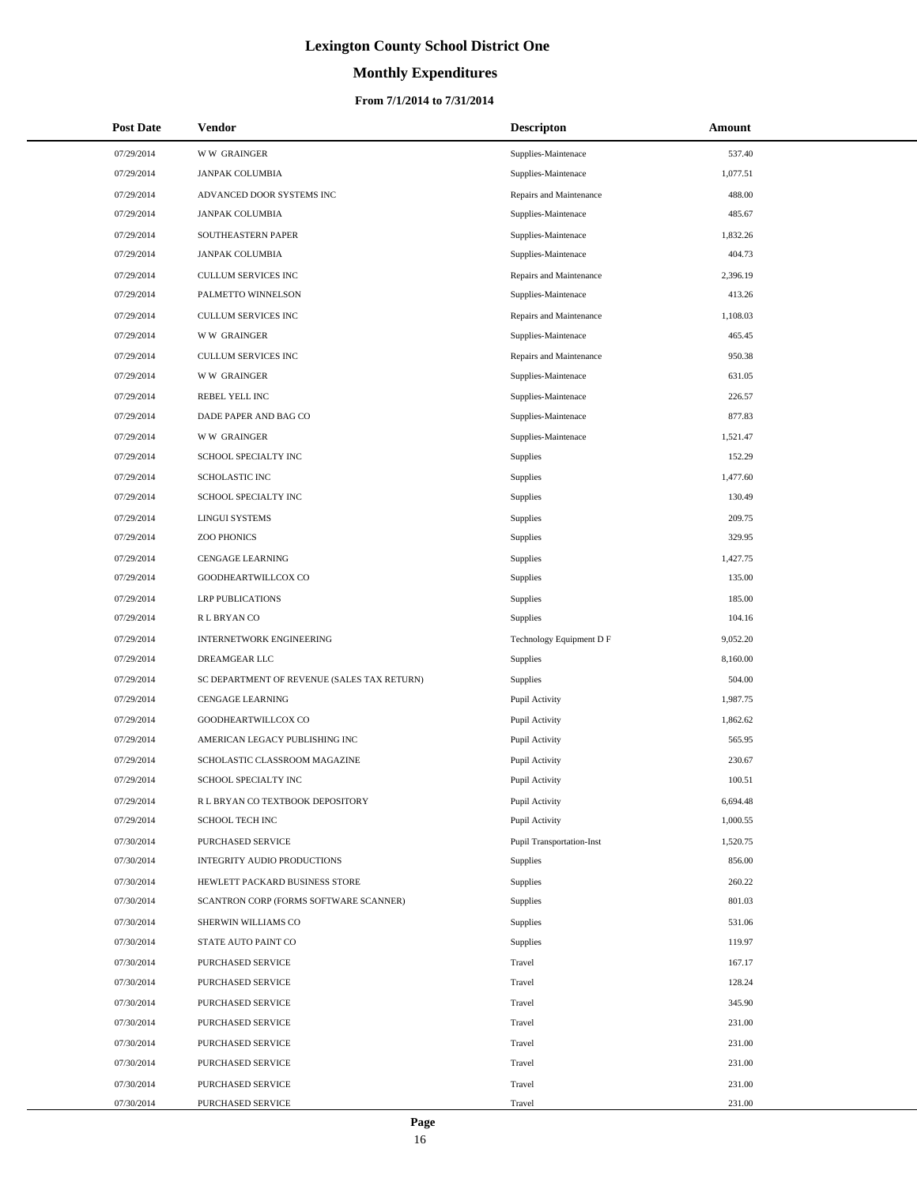# Lexington County School District One

## Monthly Expenditures

### From 7/1/2014 to 7/31/2014

| Post Date | Vendor | Descripton | Amount |
|---|---|---|---|
| 07/29/2014 | W W GRAINGER | Supplies-Maintenace | 537.40 |
| 07/29/2014 | JANPAK COLUMBIA | Supplies-Maintenace | 1,077.51 |
| 07/29/2014 | ADVANCED DOOR SYSTEMS INC | Repairs and Maintenance | 488.00 |
| 07/29/2014 | JANPAK COLUMBIA | Supplies-Maintenace | 485.67 |
| 07/29/2014 | SOUTHEASTERN PAPER | Supplies-Maintenace | 1,832.26 |
| 07/29/2014 | JANPAK COLUMBIA | Supplies-Maintenace | 404.73 |
| 07/29/2014 | CULLUM SERVICES INC | Repairs and Maintenance | 2,396.19 |
| 07/29/2014 | PALMETTO WINNELSON | Supplies-Maintenace | 413.26 |
| 07/29/2014 | CULLUM SERVICES INC | Repairs and Maintenance | 1,108.03 |
| 07/29/2014 | W W GRAINGER | Supplies-Maintenace | 465.45 |
| 07/29/2014 | CULLUM SERVICES INC | Repairs and Maintenance | 950.38 |
| 07/29/2014 | W W GRAINGER | Supplies-Maintenace | 631.05 |
| 07/29/2014 | REBEL YELL INC | Supplies-Maintenace | 226.57 |
| 07/29/2014 | DADE PAPER AND BAG CO | Supplies-Maintenace | 877.83 |
| 07/29/2014 | W W GRAINGER | Supplies-Maintenace | 1,521.47 |
| 07/29/2014 | SCHOOL SPECIALTY INC | Supplies | 152.29 |
| 07/29/2014 | SCHOLASTIC INC | Supplies | 1,477.60 |
| 07/29/2014 | SCHOOL SPECIALTY INC | Supplies | 130.49 |
| 07/29/2014 | LINGUI SYSTEMS | Supplies | 209.75 |
| 07/29/2014 | ZOO PHONICS | Supplies | 329.95 |
| 07/29/2014 | CENGAGE LEARNING | Supplies | 1,427.75 |
| 07/29/2014 | GOODHEARTWILLCOX CO | Supplies | 135.00 |
| 07/29/2014 | LRP PUBLICATIONS | Supplies | 185.00 |
| 07/29/2014 | R L BRYAN CO | Supplies | 104.16 |
| 07/29/2014 | INTERNETWORK ENGINEERING | Technology Equipment D F | 9,052.20 |
| 07/29/2014 | DREAMGEAR LLC | Supplies | 8,160.00 |
| 07/29/2014 | SC DEPARTMENT OF REVENUE (SALES TAX RETURN) | Supplies | 504.00 |
| 07/29/2014 | CENGAGE LEARNING | Pupil Activity | 1,987.75 |
| 07/29/2014 | GOODHEARTWILLCOX CO | Pupil Activity | 1,862.62 |
| 07/29/2014 | AMERICAN LEGACY PUBLISHING INC | Pupil Activity | 565.95 |
| 07/29/2014 | SCHOLASTIC CLASSROOM MAGAZINE | Pupil Activity | 230.67 |
| 07/29/2014 | SCHOOL SPECIALTY INC | Pupil Activity | 100.51 |
| 07/29/2014 | R L BRYAN CO TEXTBOOK DEPOSITORY | Pupil Activity | 6,694.48 |
| 07/29/2014 | SCHOOL TECH INC | Pupil Activity | 1,000.55 |
| 07/30/2014 | PURCHASED SERVICE | Pupil Transportation-Inst | 1,520.75 |
| 07/30/2014 | INTEGRITY AUDIO PRODUCTIONS | Supplies | 856.00 |
| 07/30/2014 | HEWLETT PACKARD BUSINESS STORE | Supplies | 260.22 |
| 07/30/2014 | SCANTRON CORP (FORMS SOFTWARE SCANNER) | Supplies | 801.03 |
| 07/30/2014 | SHERWIN WILLIAMS CO | Supplies | 531.06 |
| 07/30/2014 | STATE AUTO PAINT CO | Supplies | 119.97 |
| 07/30/2014 | PURCHASED SERVICE | Travel | 167.17 |
| 07/30/2014 | PURCHASED SERVICE | Travel | 128.24 |
| 07/30/2014 | PURCHASED SERVICE | Travel | 345.90 |
| 07/30/2014 | PURCHASED SERVICE | Travel | 231.00 |
| 07/30/2014 | PURCHASED SERVICE | Travel | 231.00 |
| 07/30/2014 | PURCHASED SERVICE | Travel | 231.00 |
| 07/30/2014 | PURCHASED SERVICE | Travel | 231.00 |
| 07/30/2014 | PURCHASED SERVICE | Travel | 231.00 |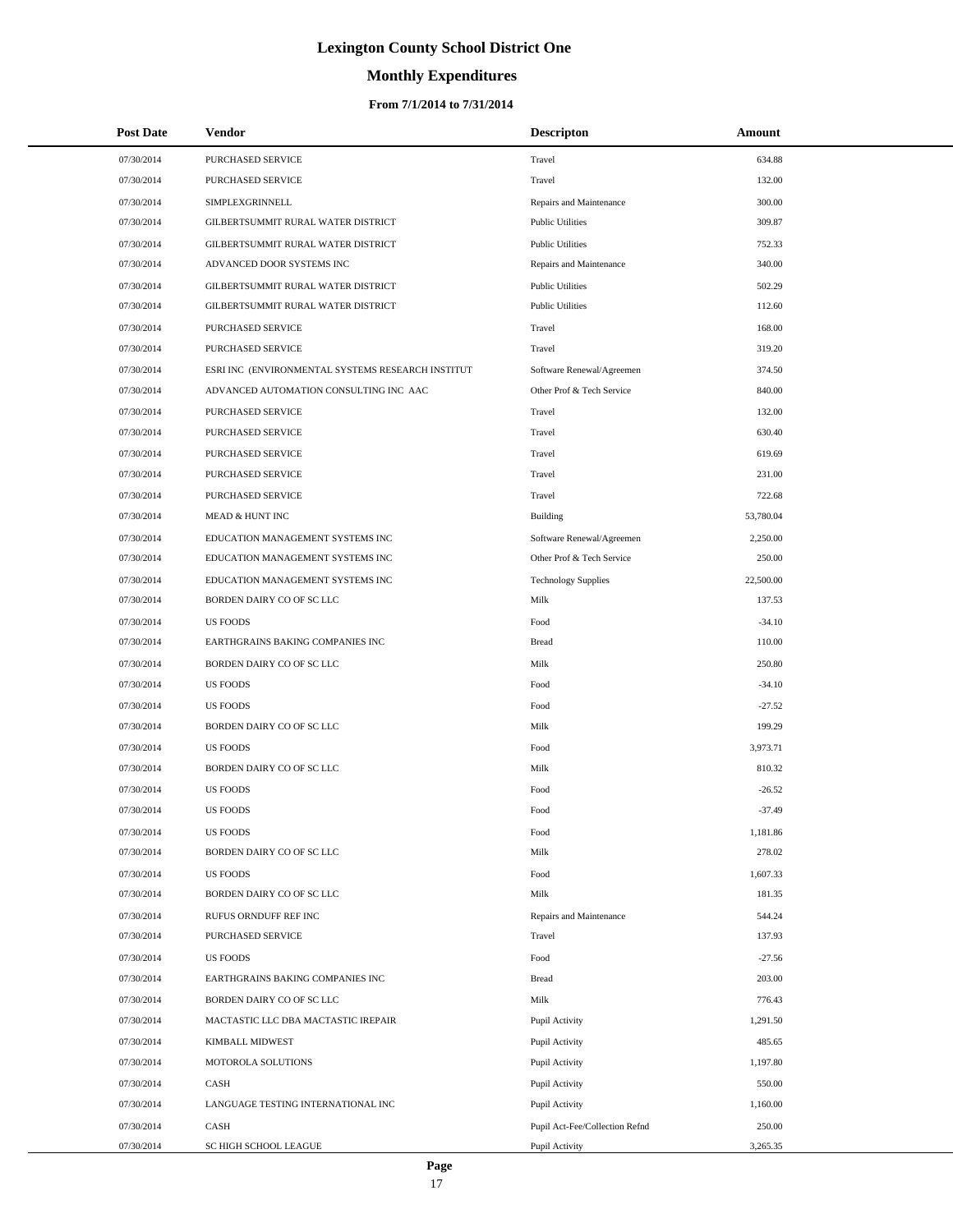# Lexington County School District One

## Monthly Expenditures

### From 7/1/2014 to 7/31/2014

| Post Date | Vendor | Descripton | Amount |
|---|---|---|---|
| 07/30/2014 | PURCHASED SERVICE | Travel | 634.88 |
| 07/30/2014 | PURCHASED SERVICE | Travel | 132.00 |
| 07/30/2014 | SIMPLEXGRINNELL | Repairs and Maintenance | 300.00 |
| 07/30/2014 | GILBERTSUMMIT RURAL WATER DISTRICT | Public Utilities | 309.87 |
| 07/30/2014 | GILBERTSUMMIT RURAL WATER DISTRICT | Public Utilities | 752.33 |
| 07/30/2014 | ADVANCED DOOR SYSTEMS INC | Repairs and Maintenance | 340.00 |
| 07/30/2014 | GILBERTSUMMIT RURAL WATER DISTRICT | Public Utilities | 502.29 |
| 07/30/2014 | GILBERTSUMMIT RURAL WATER DISTRICT | Public Utilities | 112.60 |
| 07/30/2014 | PURCHASED SERVICE | Travel | 168.00 |
| 07/30/2014 | PURCHASED SERVICE | Travel | 319.20 |
| 07/30/2014 | ESRI INC (ENVIRONMENTAL SYSTEMS RESEARCH INSTITUT | Software Renewal/Agreemen | 374.50 |
| 07/30/2014 | ADVANCED AUTOMATION CONSULTING INC AAC | Other Prof & Tech Service | 840.00 |
| 07/30/2014 | PURCHASED SERVICE | Travel | 132.00 |
| 07/30/2014 | PURCHASED SERVICE | Travel | 630.40 |
| 07/30/2014 | PURCHASED SERVICE | Travel | 619.69 |
| 07/30/2014 | PURCHASED SERVICE | Travel | 231.00 |
| 07/30/2014 | PURCHASED SERVICE | Travel | 722.68 |
| 07/30/2014 | MEAD & HUNT INC | Building | 53,780.04 |
| 07/30/2014 | EDUCATION MANAGEMENT SYSTEMS INC | Software Renewal/Agreemen | 2,250.00 |
| 07/30/2014 | EDUCATION MANAGEMENT SYSTEMS INC | Other Prof & Tech Service | 250.00 |
| 07/30/2014 | EDUCATION MANAGEMENT SYSTEMS INC | Technology Supplies | 22,500.00 |
| 07/30/2014 | BORDEN DAIRY CO OF SC LLC | Milk | 137.53 |
| 07/30/2014 | US FOODS | Food | -34.10 |
| 07/30/2014 | EARTHGRAINS BAKING COMPANIES INC | Bread | 110.00 |
| 07/30/2014 | BORDEN DAIRY CO OF SC LLC | Milk | 250.80 |
| 07/30/2014 | US FOODS | Food | -34.10 |
| 07/30/2014 | US FOODS | Food | -27.52 |
| 07/30/2014 | BORDEN DAIRY CO OF SC LLC | Milk | 199.29 |
| 07/30/2014 | US FOODS | Food | 3,973.71 |
| 07/30/2014 | BORDEN DAIRY CO OF SC LLC | Milk | 810.32 |
| 07/30/2014 | US FOODS | Food | -26.52 |
| 07/30/2014 | US FOODS | Food | -37.49 |
| 07/30/2014 | US FOODS | Food | 1,181.86 |
| 07/30/2014 | BORDEN DAIRY CO OF SC LLC | Milk | 278.02 |
| 07/30/2014 | US FOODS | Food | 1,607.33 |
| 07/30/2014 | BORDEN DAIRY CO OF SC LLC | Milk | 181.35 |
| 07/30/2014 | RUFUS ORNDUFF REF INC | Repairs and Maintenance | 544.24 |
| 07/30/2014 | PURCHASED SERVICE | Travel | 137.93 |
| 07/30/2014 | US FOODS | Food | -27.56 |
| 07/30/2014 | EARTHGRAINS BAKING COMPANIES INC | Bread | 203.00 |
| 07/30/2014 | BORDEN DAIRY CO OF SC LLC | Milk | 776.43 |
| 07/30/2014 | MACTASTIC LLC DBA MACTASTIC IREPAIR | Pupil Activity | 1,291.50 |
| 07/30/2014 | KIMBALL MIDWEST | Pupil Activity | 485.65 |
| 07/30/2014 | MOTOROLA SOLUTIONS | Pupil Activity | 1,197.80 |
| 07/30/2014 | CASH | Pupil Activity | 550.00 |
| 07/30/2014 | LANGUAGE TESTING INTERNATIONAL INC | Pupil Activity | 1,160.00 |
| 07/30/2014 | CASH | Pupil Act-Fee/Collection Refnd | 250.00 |
| 07/30/2014 | SC HIGH SCHOOL LEAGUE | Pupil Activity | 3,265.35 |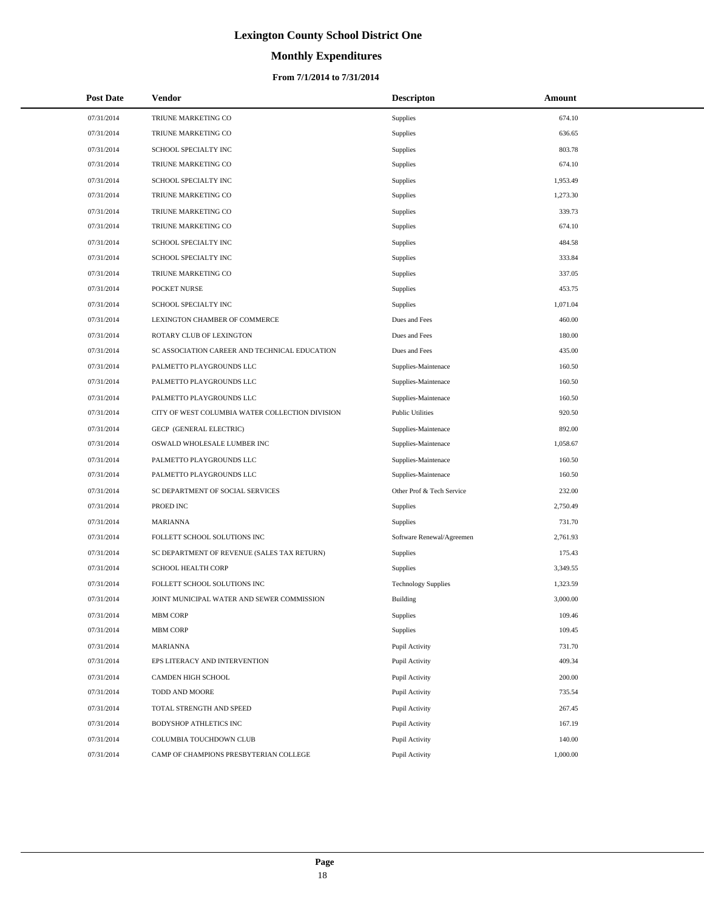# Lexington County School District One

## Monthly Expenditures

### From 7/1/2014 to 7/31/2014

| Post Date | Vendor | Descripton | Amount |
|---|---|---|---|
| 07/31/2014 | TRIUNE MARKETING CO | Supplies | 674.10 |
| 07/31/2014 | TRIUNE MARKETING CO | Supplies | 636.65 |
| 07/31/2014 | SCHOOL SPECIALTY INC | Supplies | 803.78 |
| 07/31/2014 | TRIUNE MARKETING CO | Supplies | 674.10 |
| 07/31/2014 | SCHOOL SPECIALTY INC | Supplies | 1,953.49 |
| 07/31/2014 | TRIUNE MARKETING CO | Supplies | 1,273.30 |
| 07/31/2014 | TRIUNE MARKETING CO | Supplies | 339.73 |
| 07/31/2014 | TRIUNE MARKETING CO | Supplies | 674.10 |
| 07/31/2014 | SCHOOL SPECIALTY INC | Supplies | 484.58 |
| 07/31/2014 | SCHOOL SPECIALTY INC | Supplies | 333.84 |
| 07/31/2014 | TRIUNE MARKETING CO | Supplies | 337.05 |
| 07/31/2014 | POCKET NURSE | Supplies | 453.75 |
| 07/31/2014 | SCHOOL SPECIALTY INC | Supplies | 1,071.04 |
| 07/31/2014 | LEXINGTON CHAMBER OF COMMERCE | Dues and Fees | 460.00 |
| 07/31/2014 | ROTARY CLUB OF LEXINGTON | Dues and Fees | 180.00 |
| 07/31/2014 | SC ASSOCIATION CAREER AND TECHNICAL EDUCATION | Dues and Fees | 435.00 |
| 07/31/2014 | PALMETTO PLAYGROUNDS LLC | Supplies-Maintenace | 160.50 |
| 07/31/2014 | PALMETTO PLAYGROUNDS LLC | Supplies-Maintenace | 160.50 |
| 07/31/2014 | PALMETTO PLAYGROUNDS LLC | Supplies-Maintenace | 160.50 |
| 07/31/2014 | CITY OF WEST COLUMBIA WATER COLLECTION DIVISION | Public Utilities | 920.50 |
| 07/31/2014 | GECP (GENERAL ELECTRIC) | Supplies-Maintenace | 892.00 |
| 07/31/2014 | OSWALD WHOLESALE LUMBER INC | Supplies-Maintenace | 1,058.67 |
| 07/31/2014 | PALMETTO PLAYGROUNDS LLC | Supplies-Maintenace | 160.50 |
| 07/31/2014 | PALMETTO PLAYGROUNDS LLC | Supplies-Maintenace | 160.50 |
| 07/31/2014 | SC DEPARTMENT OF SOCIAL SERVICES | Other Prof & Tech Service | 232.00 |
| 07/31/2014 | PROED INC | Supplies | 2,750.49 |
| 07/31/2014 | MARIANNA | Supplies | 731.70 |
| 07/31/2014 | FOLLETT SCHOOL SOLUTIONS INC | Software Renewal/Agreemen | 2,761.93 |
| 07/31/2014 | SC DEPARTMENT OF REVENUE (SALES TAX RETURN) | Supplies | 175.43 |
| 07/31/2014 | SCHOOL HEALTH CORP | Supplies | 3,349.55 |
| 07/31/2014 | FOLLETT SCHOOL SOLUTIONS INC | Technology Supplies | 1,323.59 |
| 07/31/2014 | JOINT MUNICIPAL WATER AND SEWER COMMISSION | Building | 3,000.00 |
| 07/31/2014 | MBM CORP | Supplies | 109.46 |
| 07/31/2014 | MBM CORP | Supplies | 109.45 |
| 07/31/2014 | MARIANNA | Pupil Activity | 731.70 |
| 07/31/2014 | EPS LITERACY AND INTERVENTION | Pupil Activity | 409.34 |
| 07/31/2014 | CAMDEN HIGH SCHOOL | Pupil Activity | 200.00 |
| 07/31/2014 | TODD AND MOORE | Pupil Activity | 735.54 |
| 07/31/2014 | TOTAL STRENGTH AND SPEED | Pupil Activity | 267.45 |
| 07/31/2014 | BODYSHOP ATHLETICS INC | Pupil Activity | 167.19 |
| 07/31/2014 | COLUMBIA TOUCHDOWN CLUB | Pupil Activity | 140.00 |
| 07/31/2014 | CAMP OF CHAMPIONS PRESBYTERIAN COLLEGE | Pupil Activity | 1,000.00 |